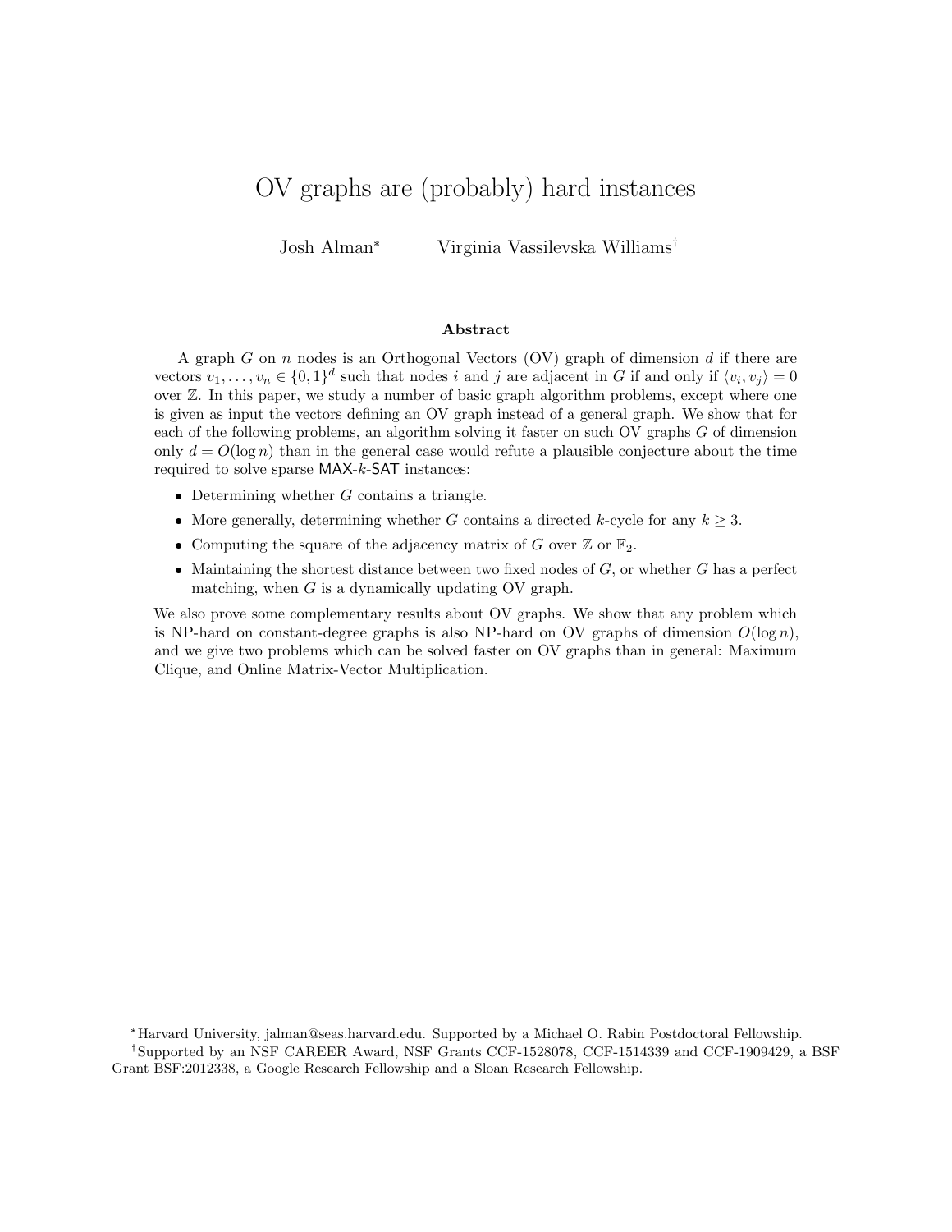# OV graphs are (probably) hard instances

Josh Alman[*] Virginia Vassilevska Williams[†]

## Abstract

A graph $G$ on $n$ nodes is an Orthogonal Vectors (OV) graph of dimension $d$ if there are vectors $v_1, \ldots, v_n \in \{0,1\}^d$ such that nodes $i$ and $j$ are adjacent in $G$ if and only if $\langle v_i, v_j \rangle = 0$ over $\mathbb{Z}$. In this paper, we study a number of basic graph algorithm problems, except where one is given as input the vectors defining an OV graph instead of a general graph. We show that for each of the following problems, an algorithm solving it faster on such OV graphs $G$ of dimension only $d = O(\log n)$ than in the general case would refute a plausible conjecture about the time required to solve sparse MAX-$k$-SAT instances:

- Determining whether $G$ contains a triangle.
- More generally, determining whether $G$ contains a directed $k$-cycle for any $k \geq 3$.
- Computing the square of the adjacency matrix of $G$ over $\mathbb{Z}$ or $\mathbb{F}_2$.
- Maintaining the shortest distance between two fixed nodes of $G$, or whether $G$ has a perfect matching, when $G$ is a dynamically updating OV graph.

We also prove some complementary results about OV graphs. We show that any problem which is NP-hard on constant-degree graphs is also NP-hard on OV graphs of dimension $O(\log n)$, and we give two problems which can be solved faster on OV graphs than in general: Maximum Clique, and Online Matrix-Vector Multiplication.

---

[*] Harvard University, jalman@seas.harvard.edu. Supported by a Michael O. Rabin Postdoctoral Fellowship.

[†] Supported by an NSF CAREER Award, NSF Grants CCF-1528078, CCF-1514339 and CCF-1909429, a BSF Grant BSF:2012338, a Google Research Fellowship and a Sloan Research Fellowship.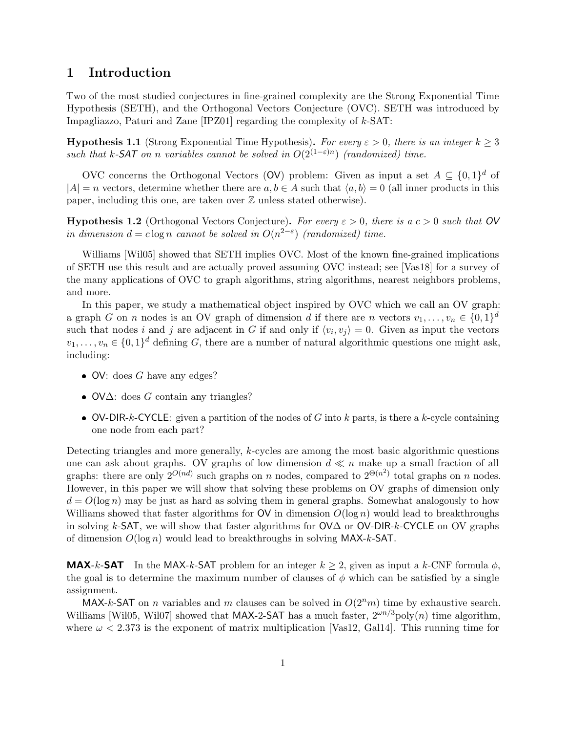# 1 Introduction

Two of the most studied conjectures in fine-grained complexity are the Strong Exponential Time Hypothesis (SETH), and the Orthogonal Vectors Conjecture (OVC). SETH was introduced by Impagliazzo, Paturi and Zane [IPZ01] regarding the complexity of $k$-SAT:

**Hypothesis 1.1** (Strong Exponential Time Hypothesis)**.** *For every $\varepsilon > 0$, there is an integer $k \geq 3$ such that $k$-SAT on $n$ variables cannot be solved in $O(2^{(1-\varepsilon)n})$ (randomized) time.*

OVC concerns the Orthogonal Vectors (OV) problem: Given as input a set $A \subseteq \{0,1\}^d$ of $|A| = n$ vectors, determine whether there are $a, b \in A$ such that $\langle a, b \rangle = 0$ (all inner products in this paper, including this one, are taken over $\mathbb{Z}$ unless stated otherwise).

**Hypothesis 1.2** (Orthogonal Vectors Conjecture)**.** *For every $\varepsilon > 0$, there is a $c > 0$ such that OV in dimension $d = c \log n$ cannot be solved in $O(n^{2-\varepsilon})$ (randomized) time.*

Williams [Wil05] showed that SETH implies OVC. Most of the known fine-grained implications of SETH use this result and are actually proved assuming OVC instead; see [Vas18] for a survey of the many applications of OVC to graph algorithms, string algorithms, nearest neighbors problems, and more.

In this paper, we study a mathematical object inspired by OVC which we call an OV graph: a graph $G$ on $n$ nodes is an OV graph of dimension $d$ if there are $n$ vectors $v_1, \ldots, v_n \in \{0,1\}^d$ such that nodes $i$ and $j$ are adjacent in $G$ if and only if $\langle v_i, v_j \rangle = 0$. Given as input the vectors $v_1, \ldots, v_n \in \{0,1\}^d$ defining $G$, there are a number of natural algorithmic questions one might ask, including:

- OV: does $G$ have any edges?
- OV$\Delta$: does $G$ contain any triangles?
- OV-DIR-$k$-CYCLE: given a partition of the nodes of $G$ into $k$ parts, is there a $k$-cycle containing one node from each part?

Detecting triangles and more generally, $k$-cycles are among the most basic algorithmic questions one can ask about graphs. OV graphs of low dimension $d \ll n$ make up a small fraction of all graphs: there are only $2^{O(nd)}$ such graphs on $n$ nodes, compared to $2^{\Theta(n^2)}$ total graphs on $n$ nodes. However, in this paper we will show that solving these problems on OV graphs of dimension only $d = O(\log n)$ may be just as hard as solving them in general graphs. Somewhat analogously to how Williams showed that faster algorithms for OV in dimension $O(\log n)$ would lead to breakthroughs in solving $k$-SAT, we will show that faster algorithms for OV$\Delta$ or OV-DIR-$k$-CYCLE on OV graphs of dimension $O(\log n)$ would lead to breakthroughs in solving MAX-$k$-SAT.

**MAX-$k$-SAT** In the MAX-$k$-SAT problem for an integer $k \geq 2$, given as input a $k$-CNF formula $\phi$, the goal is to determine the maximum number of clauses of $\phi$ which can be satisfied by a single assignment.

MAX-$k$-SAT on $n$ variables and $m$ clauses can be solved in $O(2^n m)$ time by exhaustive search. Williams [Wil05, Wil07] showed that MAX-2-SAT has a much faster, $2^{\omega n/3}\text{poly}(n)$ time algorithm, where $\omega < 2.373$ is the exponent of matrix multiplication [Vas12, Gal14]. This running time for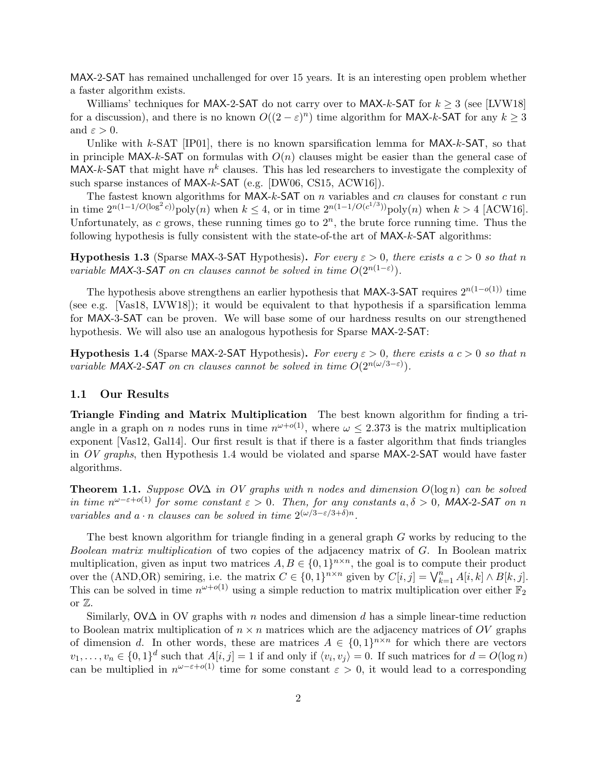MAX-2-SAT has remained unchallenged for over 15 years. It is an interesting open problem whether a faster algorithm exists.

Williams' techniques for MAX-2-SAT do not carry over to MAX-$k$-SAT for $k \geq 3$ (see [LVW18] for a discussion), and there is no known $O((2-\varepsilon)^n)$ time algorithm for MAX-$k$-SAT for any $k \geq 3$ and $\varepsilon > 0$.

Unlike with $k$-SAT [IP01], there is no known sparsification lemma for MAX-$k$-SAT, so that in principle MAX-$k$-SAT on formulas with $O(n)$ clauses might be easier than the general case of MAX-$k$-SAT that might have $n^k$ clauses. This has led researchers to investigate the complexity of such sparse instances of MAX-$k$-SAT (e.g. [DW06, CS15, ACW16]).

The fastest known algorithms for MAX-$k$-SAT on $n$ variables and $cn$ clauses for constant $c$ run in time $2^{n(1-1/O(\log^2 c))}\text{poly}(n)$ when $k \leq 4$, or in time $2^{n(1-1/O(c^{1/3}))}\text{poly}(n)$ when $k > 4$ [ACW16]. Unfortunately, as $c$ grows, these running times go to $2^n$, the brute force running time. Thus the following hypothesis is fully consistent with the state-of-the art of MAX-$k$-SAT algorithms:

**Hypothesis 1.3** (Sparse MAX-3-SAT Hypothesis)**.** *For every $\varepsilon > 0$, there exists a $c > 0$ so that $n$ variable MAX-3-SAT on $cn$ clauses cannot be solved in time $O(2^{n(1-\varepsilon)})$.*

The hypothesis above strengthens an earlier hypothesis that MAX-3-SAT requires $2^{n(1-o(1))}$ time (see e.g. [Vas18, LVW18]); it would be equivalent to that hypothesis if a sparsification lemma for MAX-3-SAT can be proven. We will base some of our hardness results on our strengthened hypothesis. We will also use an analogous hypothesis for Sparse MAX-2-SAT:

**Hypothesis 1.4** (Sparse MAX-2-SAT Hypothesis)**.** *For every $\varepsilon > 0$, there exists a $c > 0$ so that $n$ variable MAX-2-SAT on $cn$ clauses cannot be solved in time $O(2^{n(\omega/3-\varepsilon)})$.*

## 1.1 Our Results

**Triangle Finding and Matrix Multiplication** The best known algorithm for finding a triangle in a graph on $n$ nodes runs in time $n^{\omega+o(1)}$, where $\omega \leq 2.373$ is the matrix multiplication exponent [Vas12, Gal14]. Our first result is that if there is a faster algorithm that finds triangles in *OV graphs*, then Hypothesis 1.4 would be violated and sparse MAX-2-SAT would have faster algorithms.

**Theorem 1.1.** *Suppose OV$\Delta$ in OV graphs with $n$ nodes and dimension $O(\log n)$ can be solved in time $n^{\omega-\varepsilon+o(1)}$ for some constant $\varepsilon > 0$. Then, for any constants $a, \delta > 0$, MAX-2-SAT on $n$ variables and $a \cdot n$ clauses can be solved in time $2^{(\omega/3-\varepsilon/3+\delta)n}$.*

The best known algorithm for triangle finding in a general graph $G$ works by reducing to the *Boolean matrix multiplication* of two copies of the adjacency matrix of $G$. In Boolean matrix multiplication, given as input two matrices $A, B \in \{0,1\}^{n\times n}$, the goal is to compute their product over the (AND,OR) semiring, i.e. the matrix $C \in \{0,1\}^{n\times n}$ given by $C[i,j] = \bigvee_{k=1}^{n} A[i,k] \wedge B[k,j]$. This can be solved in time $n^{\omega+o(1)}$ using a simple reduction to matrix multiplication over either $\mathbb{F}_2$ or $\mathbb{Z}$.

Similarly, OV$\Delta$ in OV graphs with $n$ nodes and dimension $d$ has a simple linear-time reduction to Boolean matrix multiplication of $n \times n$ matrices which are the adjacency matrices of *OV* graphs of dimension $d$. In other words, these are matrices $A \in \{0,1\}^{n\times n}$ for which there are vectors $v_1, \ldots, v_n \in \{0,1\}^d$ such that $A[i,j] = 1$ if and only if $\langle v_i, v_j \rangle = 0$. If such matrices for $d = O(\log n)$ can be multiplied in $n^{\omega-\varepsilon+o(1)}$ time for some constant $\varepsilon > 0$, it would lead to a corresponding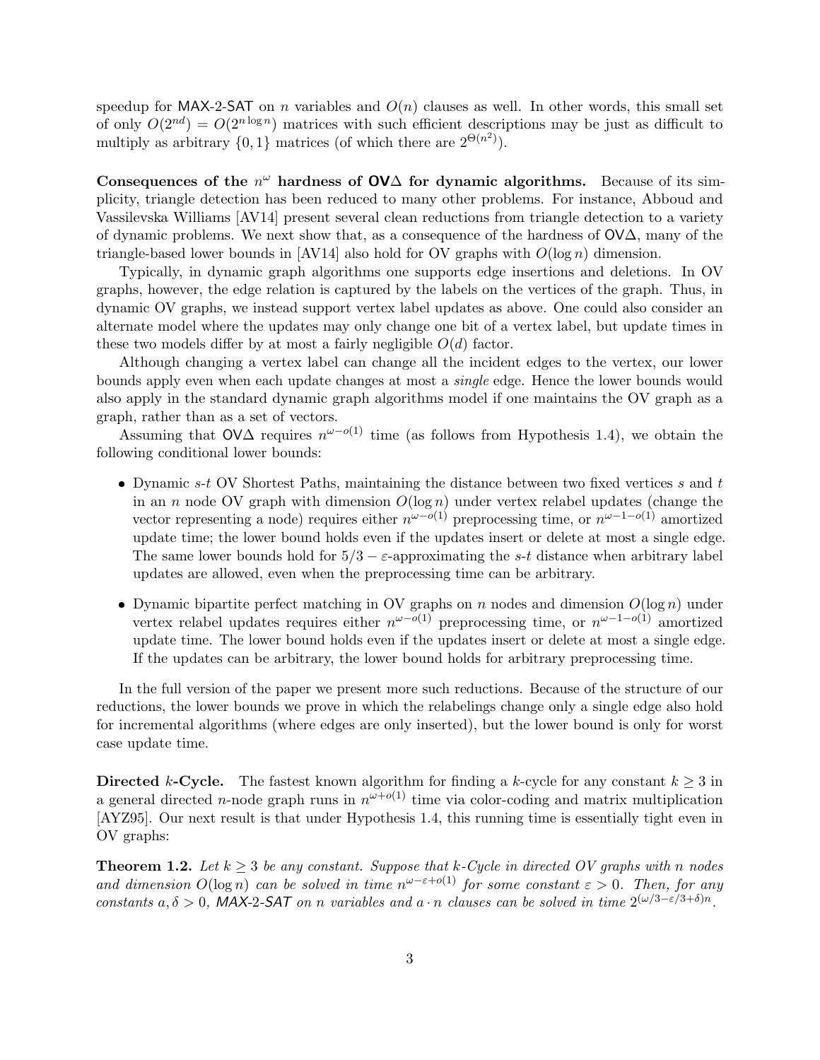speedup for MAX-2-SAT on $n$ variables and $O(n)$ clauses as well. In other words, this small set of only $O(2^{nd}) = O(2^{n \log n})$ matrices with such efficient descriptions may be just as difficult to multiply as arbitrary $\{0,1\}$ matrices (of which there are $2^{\Theta(n^2)}$).

**Consequences of the $n^\omega$ hardness of OV$\Delta$ for dynamic algorithms.** Because of its simplicity, triangle detection has been reduced to many other problems. For instance, Abboud and Vassilevska Williams [AV14] present several clean reductions from triangle detection to a variety of dynamic problems. We next show that, as a consequence of the hardness of OV$\Delta$, many of the triangle-based lower bounds in [AV14] also hold for OV graphs with $O(\log n)$ dimension.

Typically, in dynamic graph algorithms one supports edge insertions and deletions. In OV graphs, however, the edge relation is captured by the labels on the vertices of the graph. Thus, in dynamic OV graphs, we instead support vertex label updates as above. One could also consider an alternate model where the updates may only change one bit of a vertex label, but update times in these two models differ by at most a fairly negligible $O(d)$ factor.

Although changing a vertex label can change all the incident edges to the vertex, our lower bounds apply even when each update changes at most a *single* edge. Hence the lower bounds would also apply in the standard dynamic graph algorithms model if one maintains the OV graph as a graph, rather than as a set of vectors.

Assuming that OV$\Delta$ requires $n^{\omega - o(1)}$ time (as follows from Hypothesis 1.4), we obtain the following conditional lower bounds:

- Dynamic $s$-$t$ OV Shortest Paths, maintaining the distance between two fixed vertices $s$ and $t$ in an $n$ node OV graph with dimension $O(\log n)$ under vertex relabel updates (change the vector representing a node) requires either $n^{\omega - o(1)}$ preprocessing time, or $n^{\omega - 1 - o(1)}$ amortized update time; the lower bound holds even if the updates insert or delete at most a single edge. The same lower bounds hold for $5/3 - \varepsilon$-approximating the $s$-$t$ distance when arbitrary label updates are allowed, even when the preprocessing time can be arbitrary.
- Dynamic bipartite perfect matching in OV graphs on $n$ nodes and dimension $O(\log n)$ under vertex relabel updates requires either $n^{\omega - o(1)}$ preprocessing time, or $n^{\omega - 1 - o(1)}$ amortized update time. The lower bound holds even if the updates insert or delete at most a single edge. If the updates can be arbitrary, the lower bound holds for arbitrary preprocessing time.

In the full version of the paper we present more such reductions. Because of the structure of our reductions, the lower bounds we prove in which the relabelings change only a single edge also hold for incremental algorithms (where edges are only inserted), but the lower bound is only for worst case update time.

**Directed $k$-Cycle.** The fastest known algorithm for finding a $k$-cycle for any constant $k \geq 3$ in a general directed $n$-node graph runs in $n^{\omega + o(1)}$ time via color-coding and matrix multiplication [AYZ95]. Our next result is that under Hypothesis 1.4, this running time is essentially tight even in OV graphs:

**Theorem 1.2.** *Let $k \geq 3$ be any constant. Suppose that $k$-Cycle in directed OV graphs with $n$ nodes and dimension $O(\log n)$ can be solved in time $n^{\omega - \varepsilon + o(1)}$ for some constant $\varepsilon > 0$. Then, for any constants $a, \delta > 0$, MAX-2-SAT on $n$ variables and $a \cdot n$ clauses can be solved in time $2^{(\omega/3 - \varepsilon/3 + \delta)n}$.*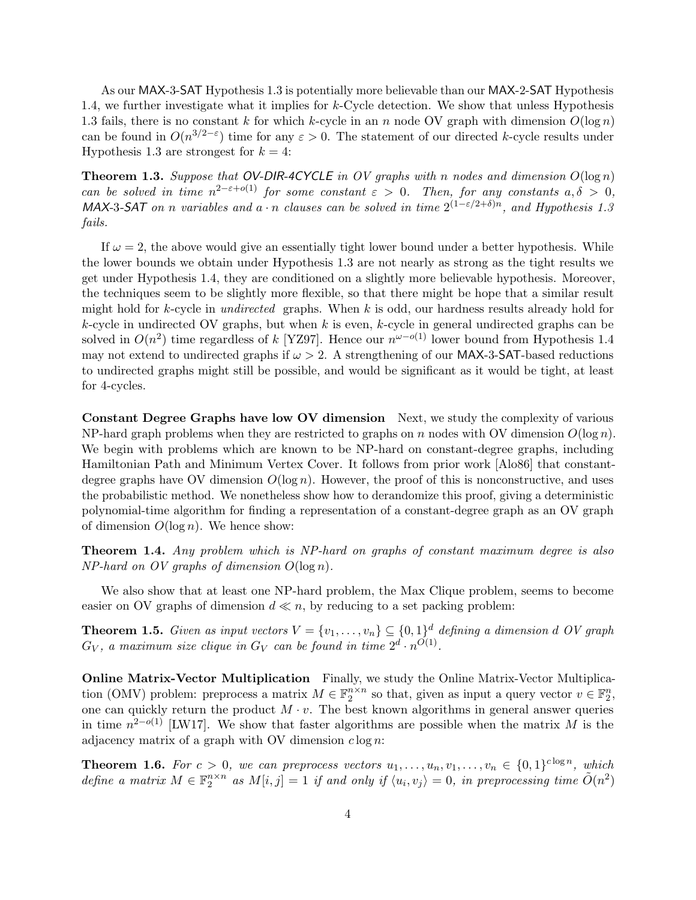As our MAX-3-SAT Hypothesis 1.3 is potentially more believable than our MAX-2-SAT Hypothesis 1.4, we further investigate what it implies for $k$-Cycle detection. We show that unless Hypothesis 1.3 fails, there is no constant $k$ for which $k$-cycle in an $n$ node OV graph with dimension $O(\log n)$ can be found in $O(n^{3/2-\varepsilon})$ time for any $\varepsilon > 0$. The statement of our directed $k$-cycle results under Hypothesis 1.3 are strongest for $k = 4$:

**Theorem 1.3.** *Suppose that OV-DIR-4CYCLE in OV graphs with $n$ nodes and dimension $O(\log n)$ can be solved in time $n^{2-\varepsilon+o(1)}$ for some constant $\varepsilon > 0$. Then, for any constants $a, \delta > 0$, MAX-3-SAT on $n$ variables and $a \cdot n$ clauses can be solved in time $2^{(1-\varepsilon/2+\delta)n}$, and Hypothesis 1.3 fails.*

If $\omega = 2$, the above would give an essentially tight lower bound under a better hypothesis. While the lower bounds we obtain under Hypothesis 1.3 are not nearly as strong as the tight results we get under Hypothesis 1.4, they are conditioned on a slightly more believable hypothesis. Moreover, the techniques seem to be slightly more flexible, so that there might be hope that a similar result might hold for $k$-cycle in *undirected* graphs. When $k$ is odd, our hardness results already hold for $k$-cycle in undirected OV graphs, but when $k$ is even, $k$-cycle in general undirected graphs can be solved in $O(n^2)$ time regardless of $k$ [YZ97]. Hence our $n^{\omega-o(1)}$ lower bound from Hypothesis 1.4 may not extend to undirected graphs if $\omega > 2$. A strengthening of our MAX-3-SAT-based reductions to undirected graphs might still be possible, and would be significant as it would be tight, at least for 4-cycles.

**Constant Degree Graphs have low OV dimension** Next, we study the complexity of various NP-hard graph problems when they are restricted to graphs on $n$ nodes with OV dimension $O(\log n)$. We begin with problems which are known to be NP-hard on constant-degree graphs, including Hamiltonian Path and Minimum Vertex Cover. It follows from prior work [Alo86] that constant-degree graphs have OV dimension $O(\log n)$. However, the proof of this is nonconstructive, and uses the probabilistic method. We nonetheless show how to derandomize this proof, giving a deterministic polynomial-time algorithm for finding a representation of a constant-degree graph as an OV graph of dimension $O(\log n)$. We hence show:

**Theorem 1.4.** *Any problem which is NP-hard on graphs of constant maximum degree is also NP-hard on OV graphs of dimension $O(\log n)$.*

We also show that at least one NP-hard problem, the Max Clique problem, seems to become easier on OV graphs of dimension $d \ll n$, by reducing to a set packing problem:

**Theorem 1.5.** *Given as input vectors $V = \{v_1, \ldots, v_n\} \subseteq \{0,1\}^d$ defining a dimension $d$ OV graph $G_V$, a maximum size clique in $G_V$ can be found in time $2^d \cdot n^{O(1)}$.*

**Online Matrix-Vector Multiplication** Finally, we study the Online Matrix-Vector Multiplication (OMV) problem: preprocess a matrix $M \in \mathbb{F}_2^{n \times n}$ so that, given as input a query vector $v \in \mathbb{F}_2^n$, one can quickly return the product $M \cdot v$. The best known algorithms in general answer queries in time $n^{2-o(1)}$ [LW17]. We show that faster algorithms are possible when the matrix $M$ is the adjacency matrix of a graph with OV dimension $c \log n$:

**Theorem 1.6.** *For $c > 0$, we can preprocess vectors $u_1, \ldots, u_n, v_1, \ldots, v_n \in \{0,1\}^{c \log n}$, which define a matrix $M \in \mathbb{F}_2^{n \times n}$ as $M[i,j] = 1$ if and only if $\langle u_i, v_j \rangle = 0$, in preprocessing time $\tilde{O}(n^2)$*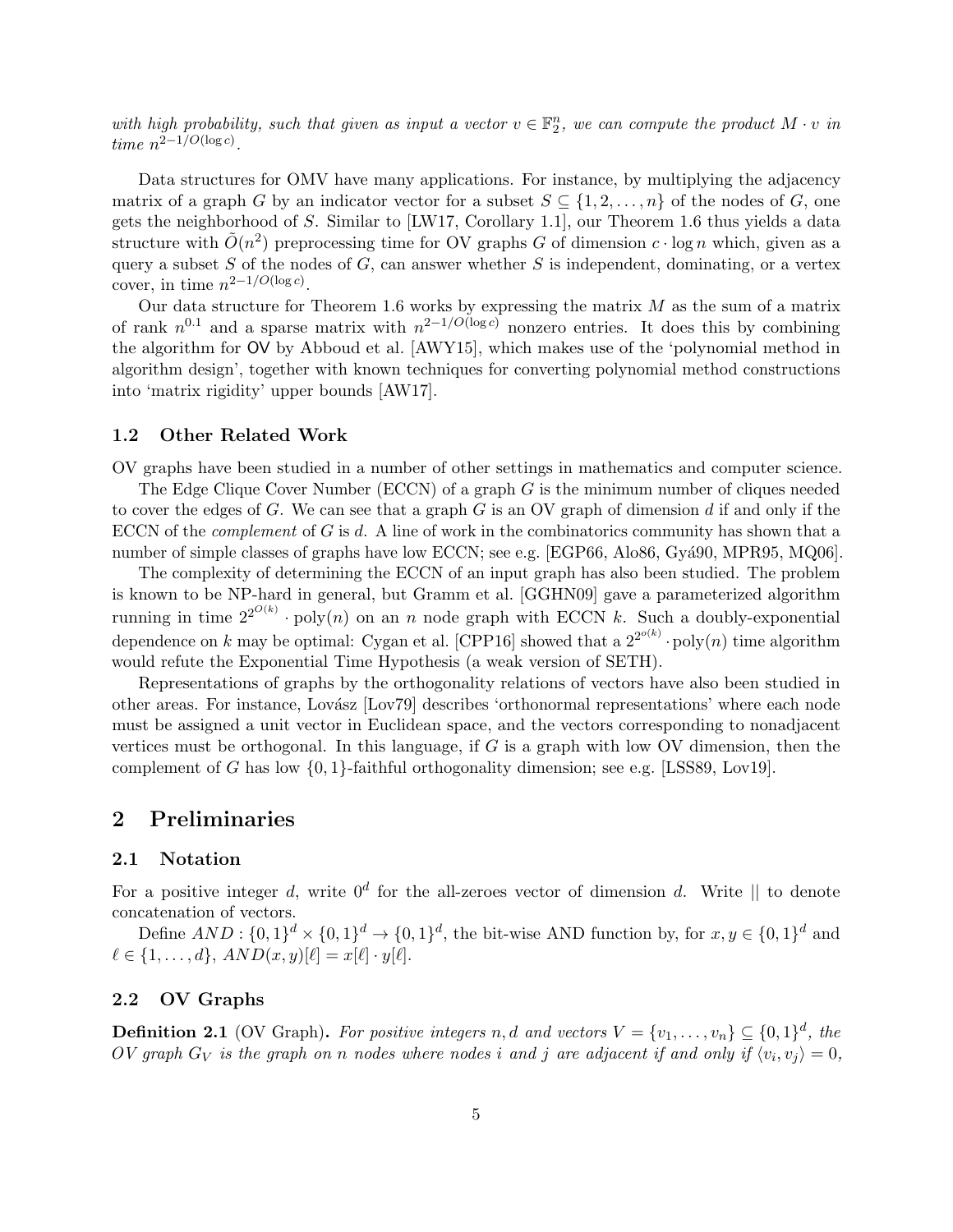*with high probability, such that given as input a vector $v \in \mathbb{F}_2^n$, we can compute the product $M \cdot v$ in time $n^{2-1/O(\log c)}$.*

Data structures for OMV have many applications. For instance, by multiplying the adjacency matrix of a graph $G$ by an indicator vector for a subset $S \subseteq \{1, 2, \ldots, n\}$ of the nodes of $G$, one gets the neighborhood of $S$. Similar to [LW17, Corollary 1.1], our Theorem 1.6 thus yields a data structure with $\tilde{O}(n^2)$ preprocessing time for OV graphs $G$ of dimension $c \cdot \log n$ which, given as a query a subset $S$ of the nodes of $G$, can answer whether $S$ is independent, dominating, or a vertex cover, in time $n^{2-1/O(\log c)}$.

Our data structure for Theorem 1.6 works by expressing the matrix $M$ as the sum of a matrix of rank $n^{0.1}$ and a sparse matrix with $n^{2-1/O(\log c)}$ nonzero entries. It does this by combining the algorithm for OV by Abboud et al. [AWY15], which makes use of the 'polynomial method in algorithm design', together with known techniques for converting polynomial method constructions into 'matrix rigidity' upper bounds [AW17].

### 1.2 Other Related Work

OV graphs have been studied in a number of other settings in mathematics and computer science.

The Edge Clique Cover Number (ECCN) of a graph $G$ is the minimum number of cliques needed to cover the edges of $G$. We can see that a graph $G$ is an OV graph of dimension $d$ if and only if the ECCN of the *complement* of $G$ is $d$. A line of work in the combinatorics community has shown that a number of simple classes of graphs have low ECCN; see e.g. [EGP66, Alo86, Gyá90, MPR95, MQ06].

The complexity of determining the ECCN of an input graph has also been studied. The problem is known to be NP-hard in general, but Gramm et al. [GGHN09] gave a parameterized algorithm running in time $2^{2^{O(k)}} \cdot \text{poly}(n)$ on an $n$ node graph with ECCN $k$. Such a doubly-exponential dependence on $k$ may be optimal: Cygan et al. [CPP16] showed that a $2^{2^{o(k)}} \cdot \text{poly}(n)$ time algorithm would refute the Exponential Time Hypothesis (a weak version of SETH).

Representations of graphs by the orthogonality relations of vectors have also been studied in other areas. For instance, Lovász [Lov79] describes 'orthonormal representations' where each node must be assigned a unit vector in Euclidean space, and the vectors corresponding to nonadjacent vertices must be orthogonal. In this language, if $G$ is a graph with low OV dimension, then the complement of $G$ has low $\{0,1\}$-faithful orthogonality dimension; see e.g. [LSS89, Lov19].

## 2 Preliminaries

### 2.1 Notation

For a positive integer $d$, write $0^d$ for the all-zeroes vector of dimension $d$. Write $||$ to denote concatenation of vectors.

Define $AND : \{0,1\}^d \times \{0,1\}^d \to \{0,1\}^d$, the bit-wise AND function by, for $x, y \in \{0,1\}^d$ and $\ell \in \{1, \ldots, d\}$, $AND(x,y)[\ell] = x[\ell] \cdot y[\ell]$.

### 2.2 OV Graphs

**Definition 2.1** (OV Graph)**.** *For positive integers $n, d$ and vectors $V = \{v_1, \ldots, v_n\} \subseteq \{0,1\}^d$, the OV graph $G_V$ is the graph on $n$ nodes where nodes $i$ and $j$ are adjacent if and only if $\langle v_i, v_j \rangle = 0$,*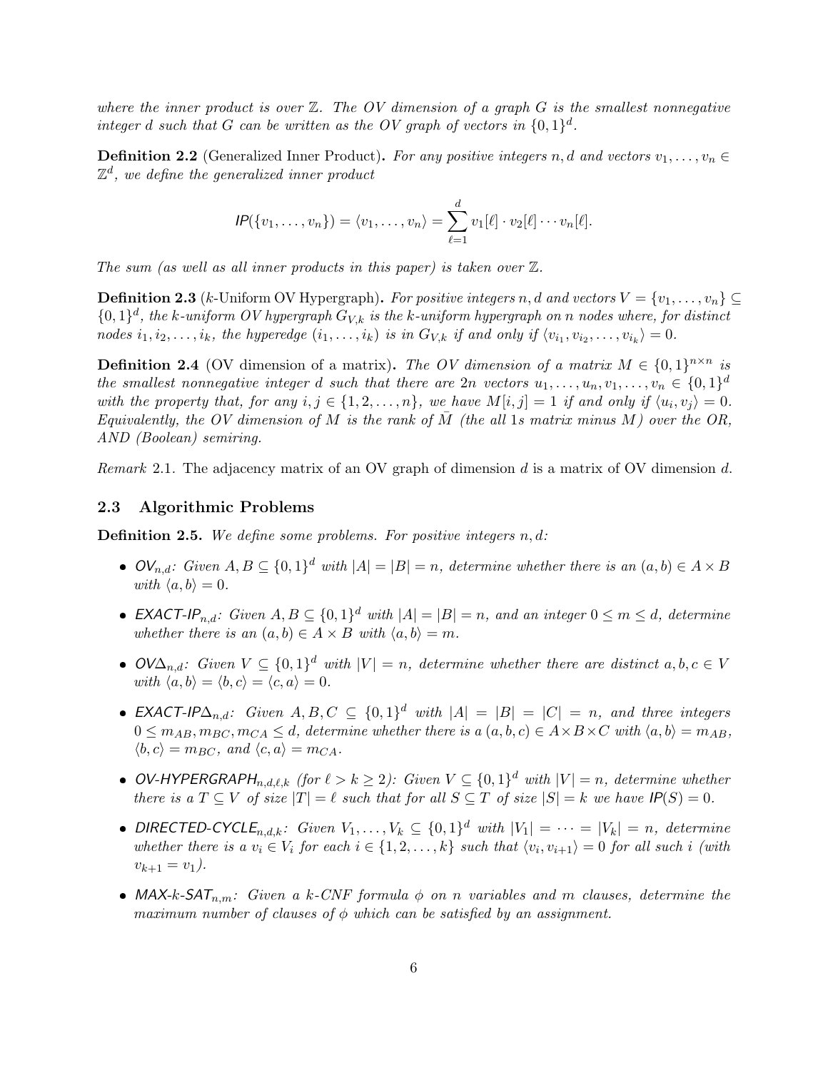*where the inner product is over $\mathbb{Z}$. The OV dimension of a graph $G$ is the smallest nonnegative integer $d$ such that $G$ can be written as the OV graph of vectors in $\{0,1\}^d$.*

**Definition 2.2** (Generalized Inner Product)**.** *For any positive integers $n, d$ and vectors $v_1, \ldots, v_n \in \mathbb{Z}^d$, we define the generalized inner product*

$$\mathsf{IP}(\{v_1, \ldots, v_n\}) = \langle v_1, \ldots, v_n \rangle = \sum_{\ell=1}^{d} v_1[\ell] \cdot v_2[\ell] \cdots v_n[\ell].$$

*The sum (as well as all inner products in this paper) is taken over $\mathbb{Z}$.*

**Definition 2.3** ($k$-Uniform OV Hypergraph)**.** *For positive integers $n, d$ and vectors $V = \{v_1, \ldots, v_n\} \subseteq \{0,1\}^d$, the $k$-uniform OV hypergraph $G_{V,k}$ is the $k$-uniform hypergraph on $n$ nodes where, for distinct nodes $i_1, i_2, \ldots, i_k$, the hyperedge $(i_1, \ldots, i_k)$ is in $G_{V,k}$ if and only if $\langle v_{i_1}, v_{i_2}, \ldots, v_{i_k} \rangle = 0$.*

**Definition 2.4** (OV dimension of a matrix)**.** *The OV dimension of a matrix $M \in \{0,1\}^{n \times n}$ is the smallest nonnegative integer $d$ such that there are $2n$ vectors $u_1, \ldots, u_n, v_1, \ldots, v_n \in \{0,1\}^d$ with the property that, for any $i, j \in \{1, 2, \ldots, n\}$, we have $M[i,j] = 1$ if and only if $\langle u_i, v_j \rangle = 0$. Equivalently, the OV dimension of $M$ is the rank of $\bar{M}$ (the all 1s matrix minus $M$) over the OR, AND (Boolean) semiring.*

*Remark* 2.1. The adjacency matrix of an OV graph of dimension $d$ is a matrix of OV dimension $d$.

### 2.3 Algorithmic Problems

**Definition 2.5.** *We define some problems. For positive integers $n, d$:*

- $\mathsf{OV}_{n,d}$: *Given $A, B \subseteq \{0,1\}^d$ with $|A| = |B| = n$, determine whether there is an $(a,b) \in A \times B$ with $\langle a, b \rangle = 0$.*
- $\mathsf{EXACT\text{-}IP}_{n,d}$: *Given $A, B \subseteq \{0,1\}^d$ with $|A| = |B| = n$, and an integer $0 \le m \le d$, determine whether there is an $(a,b) \in A \times B$ with $\langle a, b \rangle = m$.*
- $\mathsf{OV\Delta}_{n,d}$: *Given $V \subseteq \{0,1\}^d$ with $|V| = n$, determine whether there are distinct $a, b, c \in V$ with $\langle a, b \rangle = \langle b, c \rangle = \langle c, a \rangle = 0$.*
- $\mathsf{EXACT\text{-}IP\Delta}_{n,d}$: *Given $A, B, C \subseteq \{0,1\}^d$ with $|A| = |B| = |C| = n$, and three integers $0 \le m_{AB}, m_{BC}, m_{CA} \le d$, determine whether there is a $(a,b,c) \in A \times B \times C$ with $\langle a, b \rangle = m_{AB}$, $\langle b, c \rangle = m_{BC}$, and $\langle c, a \rangle = m_{CA}$.*
- $\mathsf{OV\text{-}HYPERGRAPH}_{n,d,\ell,k}$ *(for $\ell > k \ge 2$): Given $V \subseteq \{0,1\}^d$ with $|V| = n$, determine whether there is a $T \subseteq V$ of size $|T| = \ell$ such that for all $S \subseteq T$ of size $|S| = k$ we have $\mathsf{IP}(S) = 0$.*
- $\mathsf{DIRECTED\text{-}CYCLE}_{n,d,k}$: *Given $V_1, \ldots, V_k \subseteq \{0,1\}^d$ with $|V_1| = \cdots = |V_k| = n$, determine whether there is a $v_i \in V_i$ for each $i \in \{1, 2, \ldots, k\}$ such that $\langle v_i, v_{i+1} \rangle = 0$ for all such $i$ (with $v_{k+1} = v_1$).*
- $\mathsf{MAX\text{-}}k\mathsf{\text{-}SAT}_{n,m}$: *Given a $k$-CNF formula $\phi$ on $n$ variables and $m$ clauses, determine the maximum number of clauses of $\phi$ which can be satisfied by an assignment.*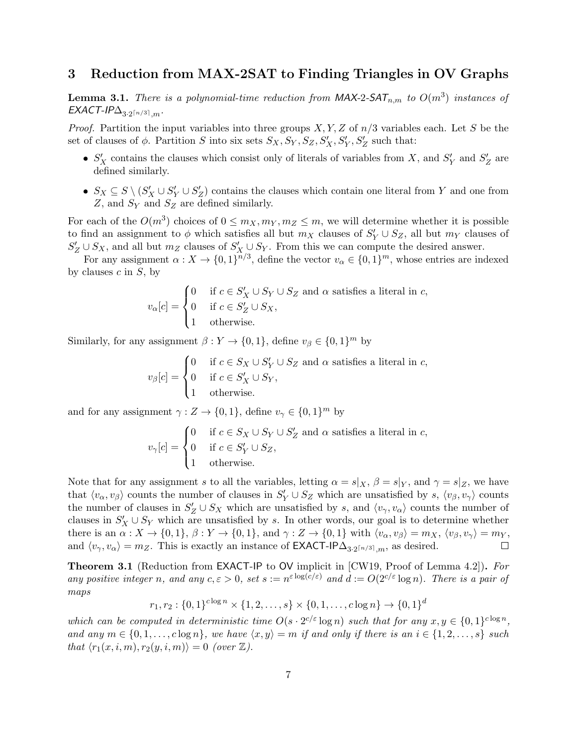## 3 Reduction from MAX-2SAT to Finding Triangles in OV Graphs

**Lemma 3.1.** *There is a polynomial-time reduction from* $\mathsf{MAX\text{-}2\text{-}SAT}_{n,m}$ *to* $O(m^3)$ *instances of* $\mathsf{EXACT\text{-}IP}\Delta_{3\cdot 2^{\lceil n/3\rceil},m}$.

*Proof.* Partition the input variables into three groups $X, Y, Z$ of $n/3$ variables each. Let $S$ be the set of clauses of $\phi$. Partition $S$ into six sets $S_X, S_Y, S_Z, S'_X, S'_Y, S'_Z$ such that:

- $S'_X$ contains the clauses which consist only of literals of variables from $X$, and $S'_Y$ and $S'_Z$ are defined similarly.
- $S_X \subseteq S \setminus (S'_X \cup S'_Y \cup S'_Z)$ contains the clauses which contain one literal from $Y$ and one from $Z$, and $S_Y$ and $S_Z$ are defined similarly.

For each of the $O(m^3)$ choices of $0 \le m_X, m_Y, m_Z \le m$, we will determine whether it is possible to find an assignment to $\phi$ which satisfies all but $m_X$ clauses of $S'_Y \cup S_Z$, all but $m_Y$ clauses of $S'_Z \cup S_X$, and all but $m_Z$ clauses of $S'_X \cup S_Y$. From this we can compute the desired answer.

For any assignment $\alpha : X \to \{0,1\}^{n/3}$, define the vector $v_\alpha \in \{0,1\}^m$, whose entries are indexed by clauses $c$ in $S$, by

$$v_\alpha[c] = \begin{cases} 0 & \text{if } c \in S'_X \cup S_Y \cup S_Z \text{ and } \alpha \text{ satisfies a literal in } c, \\ 0 & \text{if } c \in S'_Z \cup S_X, \\ 1 & \text{otherwise.} \end{cases}$$

Similarly, for any assignment $\beta : Y \to \{0,1\}$, define $v_\beta \in \{0,1\}^m$ by

$$v_\beta[c] = \begin{cases} 0 & \text{if } c \in S_X \cup S'_Y \cup S_Z \text{ and } \alpha \text{ satisfies a literal in } c, \\ 0 & \text{if } c \in S'_X \cup S_Y, \\ 1 & \text{otherwise.} \end{cases}$$

and for any assignment $\gamma : Z \to \{0,1\}$, define $v_\gamma \in \{0,1\}^m$ by

$$v_\gamma[c] = \begin{cases} 0 & \text{if } c \in S_X \cup S_Y \cup S'_Z \text{ and } \alpha \text{ satisfies a literal in } c, \\ 0 & \text{if } c \in S'_Y \cup S_Z, \\ 1 & \text{otherwise.} \end{cases}$$

Note that for any assignment $s$ to all the variables, letting $\alpha = s|_X$, $\beta = s|_Y$, and $\gamma = s|_Z$, we have that $\langle v_\alpha, v_\beta \rangle$ counts the number of clauses in $S'_Y \cup S_Z$ which are unsatisfied by $s$, $\langle v_\beta, v_\gamma \rangle$ counts the number of clauses in $S'_Z \cup S_X$ which are unsatisfied by $s$, and $\langle v_\gamma, v_\alpha \rangle$ counts the number of clauses in $S'_X \cup S_Y$ which are unsatisfied by $s$. In other words, our goal is to determine whether there is an $\alpha : X \to \{0,1\}$, $\beta : Y \to \{0,1\}$, and $\gamma : Z \to \{0,1\}$ with $\langle v_\alpha, v_\beta \rangle = m_X$, $\langle v_\beta, v_\gamma \rangle = m_Y$, and $\langle v_\gamma, v_\alpha \rangle = m_Z$. This is exactly an instance of $\mathsf{EXACT\text{-}IP}\Delta_{3\cdot 2^{\lceil n/3\rceil},m}$, as desired. $\square$

**Theorem 3.1** (Reduction from EXACT-IP to OV implicit in [CW19, Proof of Lemma 4.2])**.** *For any positive integer* $n$*, and any* $c, \varepsilon > 0$*, set* $s := n^{\varepsilon \log(c/\varepsilon)}$ *and* $d := O(2^{c/\varepsilon} \log n)$*. There is a pair of maps*

$$r_1, r_2 : \{0,1\}^{c \log n} \times \{1, 2, \ldots, s\} \times \{0, 1, \ldots, c \log n\} \to \{0,1\}^d$$

*which can be computed in deterministic time* $O(s \cdot 2^{c/\varepsilon} \log n)$ *such that for any* $x, y \in \{0,1\}^{c \log n}$*, and any* $m \in \{0, 1, \ldots, c \log n\}$*, we have* $\langle x, y \rangle = m$ *if and only if there is an* $i \in \{1, 2, \ldots, s\}$ *such that* $\langle r_1(x,i,m), r_2(y,i,m) \rangle = 0$ *(over* $\mathbb{Z}$*).*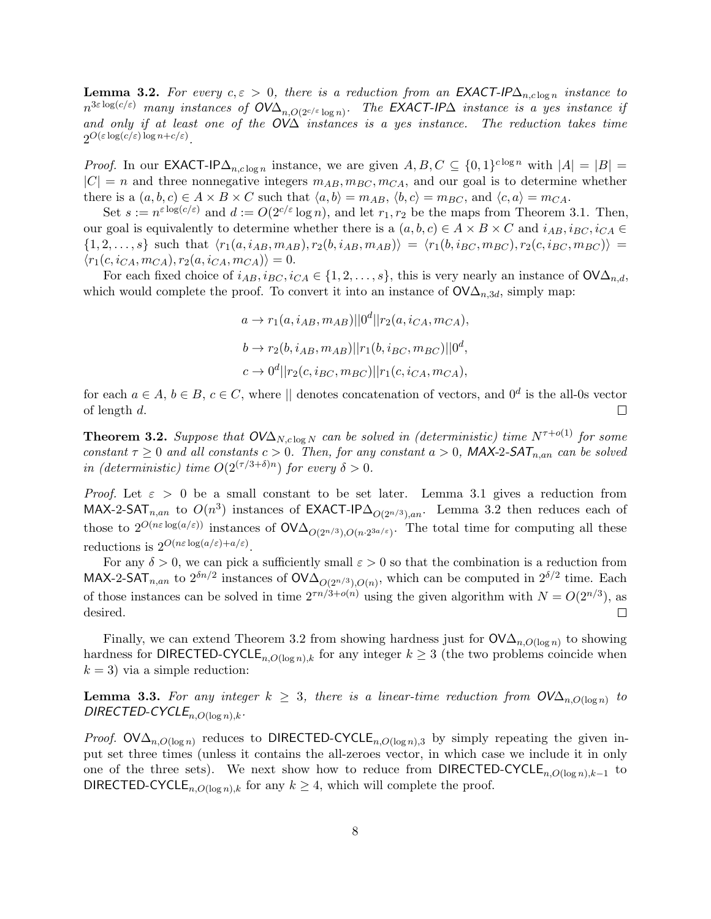**Lemma 3.2.** *For every $c, \varepsilon > 0$, there is a reduction from an EXACT-IP$\Delta_{n,c\log n}$ instance to $n^{3\varepsilon\log(c/\varepsilon)}$ many instances of OV$\Delta_{n,O(2^{c/\varepsilon}\log n)}$. The EXACT-IP$\Delta$ instance is a yes instance if and only if at least one of the OV$\Delta$ instances is a yes instance. The reduction takes time $2^{O(\varepsilon\log(c/\varepsilon)\log n + c/\varepsilon)}$.*

*Proof.* In our EXACT-IP$\Delta_{n,c\log n}$ instance, we are given $A, B, C \subseteq \{0,1\}^{c\log n}$ with $|A| = |B| = |C| = n$ and three nonnegative integers $m_{AB}, m_{BC}, m_{CA}$, and our goal is to determine whether there is a $(a,b,c) \in A \times B \times C$ such that $\langle a, b\rangle = m_{AB}$, $\langle b, c\rangle = m_{BC}$, and $\langle c, a\rangle = m_{CA}$.

Set $s := n^{\varepsilon\log(c/\varepsilon)}$ and $d := O(2^{c/\varepsilon}\log n)$, and let $r_1, r_2$ be the maps from Theorem 3.1. Then, our goal is equivalently to determine whether there is a $(a,b,c) \in A \times B \times C$ and $i_{AB}, i_{BC}, i_{CA} \in \{1, 2, \ldots, s\}$ such that $\langle r_1(a, i_{AB}, m_{AB}), r_2(b, i_{AB}, m_{AB})\rangle = \langle r_1(b, i_{BC}, m_{BC}), r_2(c, i_{BC}, m_{BC})\rangle = \langle r_1(c, i_{CA}, m_{CA}), r_2(a, i_{CA}, m_{CA})\rangle = 0$.

For each fixed choice of $i_{AB}, i_{BC}, i_{CA} \in \{1, 2, \ldots, s\}$, this is very nearly an instance of OV$\Delta_{n,d}$, which would complete the proof. To convert it into an instance of OV$\Delta_{n,3d}$, simply map:

$$a \to r_1(a, i_{AB}, m_{AB})||0^d||r_2(a, i_{CA}, m_{CA}),$$

$$b \to r_2(b, i_{AB}, m_{AB})||r_1(b, i_{BC}, m_{BC})||0^d,$$

$$c \to 0^d||r_2(c, i_{BC}, m_{BC})||r_1(c, i_{CA}, m_{CA}),$$

for each $a \in A$, $b \in B$, $c \in C$, where $||$ denotes concatenation of vectors, and $0^d$ is the all-0s vector of length $d$. □

**Theorem 3.2.** *Suppose that OV$\Delta_{N,c\log N}$ can be solved in (deterministic) time $N^{\tau+o(1)}$ for some constant $\tau \geq 0$ and all constants $c > 0$. Then, for any constant $a > 0$, MAX-2-SAT$_{n,an}$ can be solved in (deterministic) time $O(2^{(\tau/3+\delta)n})$ for every $\delta > 0$.*

*Proof.* Let $\varepsilon > 0$ be a small constant to be set later. Lemma 3.1 gives a reduction from MAX-2-SAT$_{n,an}$ to $O(n^3)$ instances of EXACT-IP$\Delta_{O(2^{n/3}),an}$. Lemma 3.2 then reduces each of those to $2^{O(n\varepsilon\log(a/\varepsilon))}$ instances of OV$\Delta_{O(2^{n/3}),O(n\cdot 2^{3a/\varepsilon})}$. The total time for computing all these reductions is $2^{O(n\varepsilon\log(a/\varepsilon)+a/\varepsilon)}$.

For any $\delta > 0$, we can pick a sufficiently small $\varepsilon > 0$ so that the combination is a reduction from MAX-2-SAT$_{n,an}$ to $2^{\delta n/2}$ instances of OV$\Delta_{O(2^{n/3}),O(n)}$, which can be computed in $2^{\delta/2}$ time. Each of those instances can be solved in time $2^{\tau n/3+o(n)}$ using the given algorithm with $N = O(2^{n/3})$, as desired. □

Finally, we can extend Theorem 3.2 from showing hardness just for OV$\Delta_{n,O(\log n)}$ to showing hardness for DIRECTED-CYCLE$_{n,O(\log n),k}$ for any integer $k \geq 3$ (the two problems coincide when $k = 3$) via a simple reduction:

**Lemma 3.3.** *For any integer $k \geq 3$, there is a linear-time reduction from OV$\Delta_{n,O(\log n)}$ to DIRECTED-CYCLE$_{n,O(\log n),k}$.*

*Proof.* OV$\Delta_{n,O(\log n)}$ reduces to DIRECTED-CYCLE$_{n,O(\log n),3}$ by simply repeating the given input set three times (unless it contains the all-zeroes vector, in which case we include it in only one of the three sets). We next show how to reduce from DIRECTED-CYCLE$_{n,O(\log n),k-1}$ to DIRECTED-CYCLE$_{n,O(\log n),k}$ for any $k \geq 4$, which will complete the proof.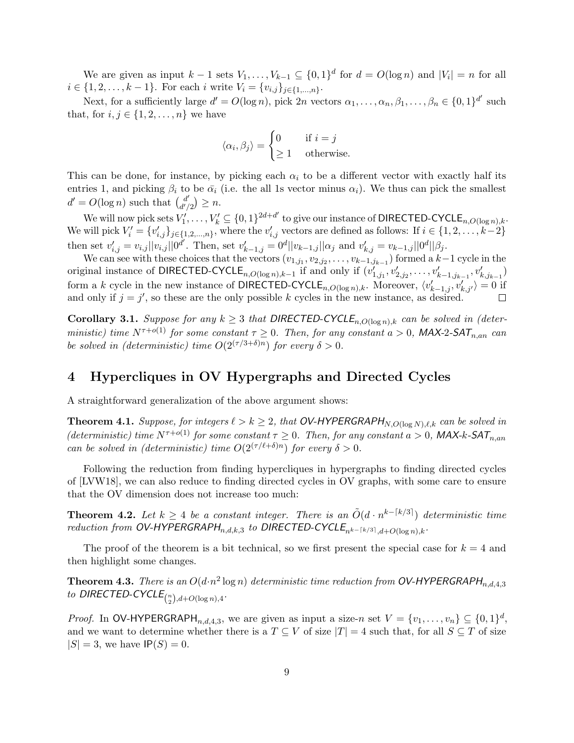We are given as input $k-1$ sets $V_1, \ldots, V_{k-1} \subseteq \{0,1\}^d$ for $d = O(\log n)$ and $|V_i| = n$ for all $i \in \{1, 2, \ldots, k-1\}$. For each $i$ write $V_i = \{v_{i,j}\}_{j \in \{1,\ldots,n\}}$.

Next, for a sufficiently large $d' = O(\log n)$, pick $2n$ vectors $\alpha_1, \ldots, \alpha_n, \beta_1, \ldots, \beta_n \in \{0,1\}^{d'}$ such that, for $i, j \in \{1, 2, \ldots, n\}$ we have

$$\langle \alpha_i, \beta_j \rangle = \begin{cases} 0 & \text{if } i = j \\ \geq 1 & \text{otherwise.} \end{cases}$$

This can be done, for instance, by picking each $\alpha_i$ to be a different vector with exactly half its entries 1, and picking $\beta_i$ to be $\bar{\alpha}_i$ (i.e. the all 1s vector minus $\alpha_i$). We thus can pick the smallest $d' = O(\log n)$ such that $\binom{d'}{d'/2} \geq n$.

We will now pick sets $V'_1, \ldots, V'_k \subseteq \{0,1\}^{2d+d'}$ to give our instance of $\mathsf{DIRECTED\text{-}CYCLE}_{n,O(\log n),k}$. We will pick $V'_i = \{v'_{i,j}\}_{j \in \{1,2,\ldots,n\}}$, where the $v'_{i,j}$ vectors are defined as follows: If $i \in \{1, 2, \ldots, k-2\}$ then set $v'_{i,j} = v_{i,j}||v_{i,j}||0^{d'}$. Then, set $v'_{k-1,j} = 0^d||v_{k-1,j}||\alpha_j$ and $v'_{k,j} = v_{k-1,j}||0^d||\beta_j$.

We can see with these choices that the vectors $(v_{1,j_1}, v_{2,j_2}, \ldots, v_{k-1,j_{k-1}})$ formed a $k-1$ cycle in the original instance of $\mathsf{DIRECTED\text{-}CYCLE}_{n,O(\log n),k-1}$ if and only if $(v'_{1,j_1}, v'_{2,j_2}, \ldots, v'_{k-1,j_{k-1}}, v'_{k,j_{k-1}})$ form a $k$ cycle in the new instance of $\mathsf{DIRECTED\text{-}CYCLE}_{n,O(\log n),k}$. Moreover, $\langle v'_{k-1,j}, v'_{k,j'} \rangle = 0$ if and only if $j = j'$, so these are the only possible $k$ cycles in the new instance, as desired. $\square$

**Corollary 3.1.** *Suppose for any $k \geq 3$ that $\mathsf{DIRECTED\text{-}CYCLE}_{n,O(\log n),k}$ can be solved in (deterministic) time $N^{\tau+o(1)}$ for some constant $\tau \geq 0$. Then, for any constant $a > 0$, $\mathsf{MAX\text{-}2\text{-}SAT}_{n,an}$ can be solved in (deterministic) time $O(2^{(\tau/3+\delta)n})$ for every $\delta > 0$.*

# 4 Hypercliques in OV Hypergraphs and Directed Cycles

A straightforward generalization of the above argument shows:

**Theorem 4.1.** *Suppose, for integers $\ell > k \geq 2$, that $\mathsf{OV\text{-}HYPERGRAPH}_{N,O(\log N),\ell,k}$ can be solved in (deterministic) time $N^{\tau+o(1)}$ for some constant $\tau \geq 0$. Then, for any constant $a > 0$, $\mathsf{MAX\text{-}}k\mathsf{\text{-}SAT}_{n,an}$ can be solved in (deterministic) time $O(2^{(\tau/\ell+\delta)n})$ for every $\delta > 0$.*

Following the reduction from finding hypercliques in hypergraphs to finding directed cycles of [LVW18], we can also reduce to finding directed cycles in OV graphs, with some care to ensure that the OV dimension does not increase too much:

**Theorem 4.2.** *Let $k \geq 4$ be a constant integer. There is an $\tilde{O}(d \cdot n^{k-\lceil k/3 \rceil})$ deterministic time reduction from $\mathsf{OV\text{-}HYPERGRAPH}_{n,d,k,3}$ to $\mathsf{DIRECTED\text{-}CYCLE}_{n^{k-\lceil k/3 \rceil},d+O(\log n),k}$.*

The proof of the theorem is a bit technical, so we first present the special case for $k = 4$ and then highlight some changes.

**Theorem 4.3.** *There is an $O(d \cdot n^2 \log n)$ deterministic time reduction from $\mathsf{OV\text{-}HYPERGRAPH}_{n,d,4,3}$ to $\mathsf{DIRECTED\text{-}CYCLE}_{\binom{n}{2},d+O(\log n),4}$.*

*Proof.* In $\mathsf{OV\text{-}HYPERGRAPH}_{n,d,4,3}$, we are given as input a size-$n$ set $V = \{v_1, \ldots, v_n\} \subseteq \{0,1\}^d$, and we want to determine whether there is a $T \subseteq V$ of size $|T| = 4$ such that, for all $S \subseteq T$ of size $|S| = 3$, we have $\mathsf{IP}(S) = 0$.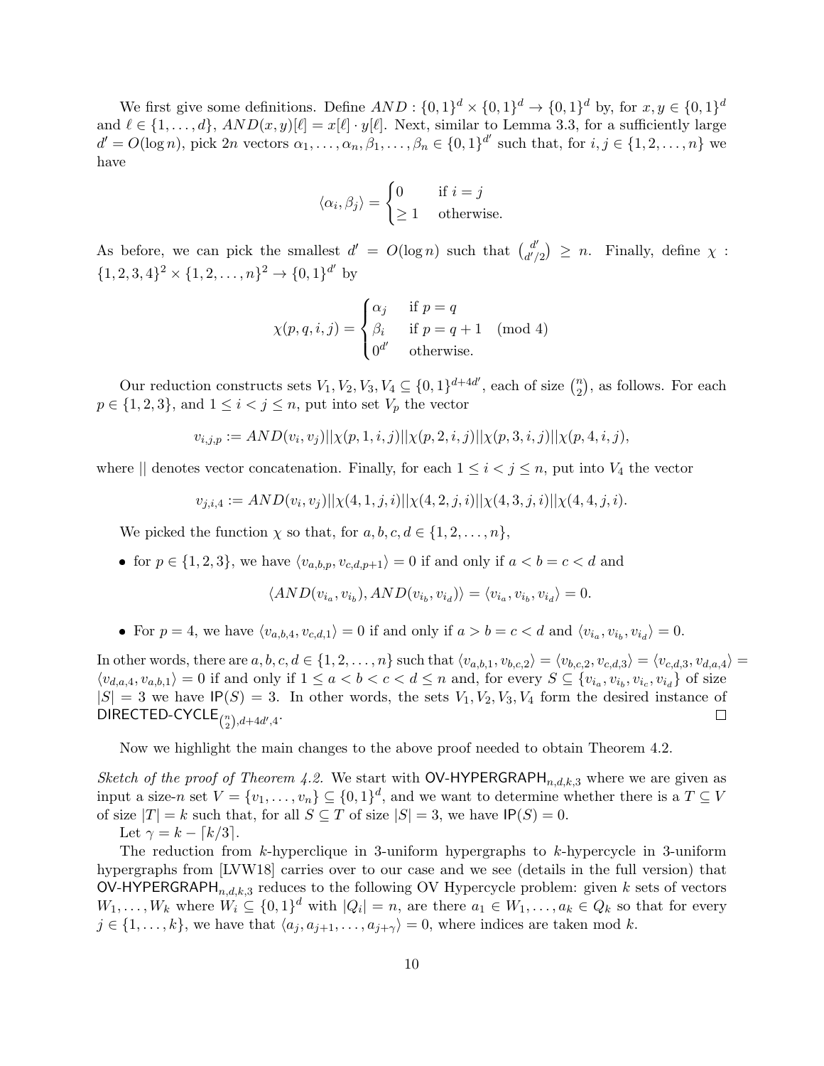We first give some definitions. Define $AND : \{0,1\}^d \times \{0,1\}^d \to \{0,1\}^d$ by, for $x, y \in \{0,1\}^d$ and $\ell \in \{1,\ldots,d\}$, $AND(x,y)[\ell] = x[\ell] \cdot y[\ell]$. Next, similar to Lemma 3.3, for a sufficiently large $d' = O(\log n)$, pick $2n$ vectors $\alpha_1, \ldots, \alpha_n, \beta_1, \ldots, \beta_n \in \{0,1\}^{d'}$ such that, for $i, j \in \{1, 2, \ldots, n\}$ we have

$$\langle \alpha_i, \beta_j \rangle = \begin{cases} 0 & \text{if } i = j \\ \geq 1 & \text{otherwise.} \end{cases}$$

As before, we can pick the smallest $d' = O(\log n)$ such that $\binom{d'}{d'/2} \geq n$. Finally, define $\chi : \{1,2,3,4\}^2 \times \{1,2,\ldots,n\}^2 \to \{0,1\}^{d'}$ by

$$\chi(p,q,i,j) = \begin{cases} \alpha_j & \text{if } p = q \\ \beta_i & \text{if } p = q+1 \pmod 4 \\ 0^{d'} & \text{otherwise.} \end{cases}$$

Our reduction constructs sets $V_1, V_2, V_3, V_4 \subseteq \{0,1\}^{d+4d'}$, each of size $\binom{n}{2}$, as follows. For each $p \in \{1,2,3\}$, and $1 \leq i < j \leq n$, put into set $V_p$ the vector

$$v_{i,j,p} := AND(v_i, v_j) || \chi(p,1,i,j) || \chi(p,2,i,j) || \chi(p,3,i,j) || \chi(p,4,i,j),$$

where $||$ denotes vector concatenation. Finally, for each $1 \leq i < j \leq n$, put into $V_4$ the vector

$$v_{j,i,4} := AND(v_i, v_j) || \chi(4,1,j,i) || \chi(4,2,j,i) || \chi(4,3,j,i) || \chi(4,4,j,i).$$

We picked the function $\chi$ so that, for $a, b, c, d \in \{1, 2, \ldots, n\}$,

- for $p \in \{1,2,3\}$, we have $\langle v_{a,b,p}, v_{c,d,p+1} \rangle = 0$ if and only if $a < b = c < d$ and
$$\langle AND(v_{i_a}, v_{i_b}), AND(v_{i_b}, v_{i_d}) \rangle = \langle v_{i_a}, v_{i_b}, v_{i_d} \rangle = 0.$$
- For $p = 4$, we have $\langle v_{a,b,4}, v_{c,d,1} \rangle = 0$ if and only if $a > b = c < d$ and $\langle v_{i_a}, v_{i_b}, v_{i_d} \rangle = 0$.

In other words, there are $a, b, c, d \in \{1, 2, \ldots, n\}$ such that $\langle v_{a,b,1}, v_{b,c,2} \rangle = \langle v_{b,c,2}, v_{c,d,3} \rangle = \langle v_{c,d,3}, v_{d,a,4} \rangle = \langle v_{d,a,4}, v_{a,b,1} \rangle = 0$ if and only if $1 \leq a < b < c < d \leq n$ and, for every $S \subseteq \{v_{i_a}, v_{i_b}, v_{i_c}, v_{i_d}\}$ of size $|S| = 3$ we have $\mathsf{IP}(S) = 3$. In other words, the sets $V_1, V_2, V_3, V_4$ form the desired instance of $\mathsf{DIRECTED\text{-}CYCLE}_{\binom{n}{2},d+4d',4}$. □

Now we highlight the main changes to the above proof needed to obtain Theorem 4.2.

*Sketch of the proof of Theorem 4.2.* We start with $\mathsf{OV\text{-}HYPERGRAPH}_{n,d,k,3}$ where we are given as input a size-$n$ set $V = \{v_1, \ldots, v_n\} \subseteq \{0,1\}^d$, and we want to determine whether there is a $T \subseteq V$ of size $|T| = k$ such that, for all $S \subseteq T$ of size $|S| = 3$, we have $\mathsf{IP}(S) = 0$.

Let $\gamma = k - \lceil k/3 \rceil$.

The reduction from $k$-hyperclique in 3-uniform hypergraphs to $k$-hypercycle in 3-uniform hypergraphs from [LVW18] carries over to our case and we see (details in the full version) that $\mathsf{OV\text{-}HYPERGRAPH}_{n,d,k,3}$ reduces to the following OV Hypercycle problem: given $k$ sets of vectors $W_1, \ldots, W_k$ where $W_i \subseteq \{0,1\}^d$ with $|Q_i| = n$, are there $a_1 \in W_1, \ldots, a_k \in Q_k$ so that for every $j \in \{1, \ldots, k\}$, we have that $\langle a_j, a_{j+1}, \ldots, a_{j+\gamma} \rangle = 0$, where indices are taken mod $k$.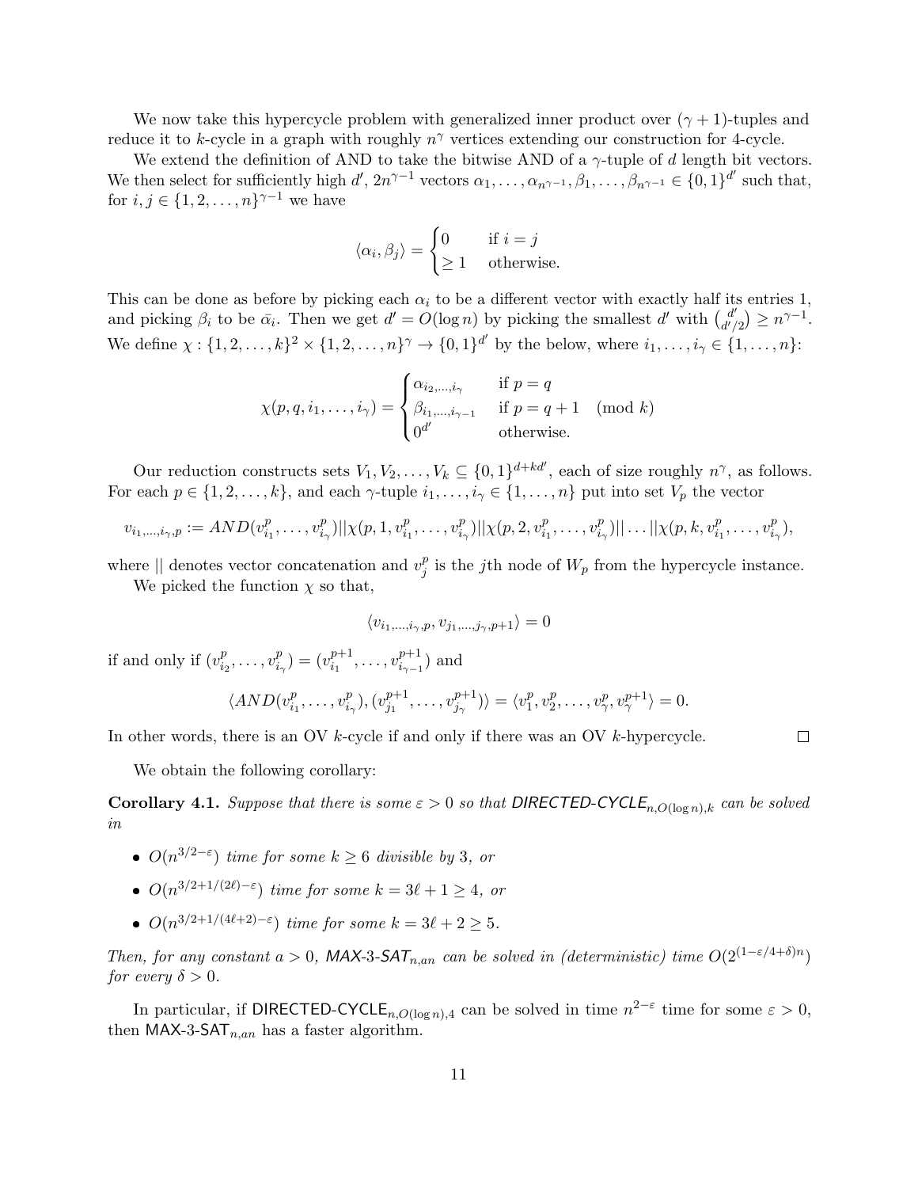We now take this hypercycle problem with generalized inner product over $(\gamma+1)$-tuples and reduce it to $k$-cycle in a graph with roughly $n^\gamma$ vertices extending our construction for 4-cycle.

We extend the definition of AND to take the bitwise AND of a $\gamma$-tuple of $d$ length bit vectors. We then select for sufficiently high $d'$, $2n^{\gamma-1}$ vectors $\alpha_1, \ldots, \alpha_{n^{\gamma-1}}, \beta_1, \ldots, \beta_{n^{\gamma-1}} \in \{0,1\}^{d'}$ such that, for $i, j \in \{1, 2, \ldots, n\}^{\gamma-1}$ we have

$$\langle \alpha_i, \beta_j \rangle = \begin{cases} 0 & \text{if } i = j \\ \geq 1 & \text{otherwise.} \end{cases}$$

This can be done as before by picking each $\alpha_i$ to be a different vector with exactly half its entries 1, and picking $\beta_i$ to be $\bar{\alpha}_i$. Then we get $d' = O(\log n)$ by picking the smallest $d'$ with $\binom{d'}{d'/2} \geq n^{\gamma-1}$. We define $\chi : \{1, 2, \ldots, k\}^2 \times \{1, 2, \ldots, n\}^\gamma \to \{0,1\}^{d'}$ by the below, where $i_1, \ldots, i_\gamma \in \{1, \ldots, n\}$:

$$\chi(p, q, i_1, \ldots, i_\gamma) = \begin{cases} \alpha_{i_2, \ldots, i_\gamma} & \text{if } p = q \\ \beta_{i_1, \ldots, i_{\gamma-1}} & \text{if } p = q+1 \pmod{k} \\ 0^{d'} & \text{otherwise.} \end{cases}$$

Our reduction constructs sets $V_1, V_2, \ldots, V_k \subseteq \{0,1\}^{d+kd'}$, each of size roughly $n^\gamma$, as follows. For each $p \in \{1, 2, \ldots, k\}$, and each $\gamma$-tuple $i_1, \ldots, i_\gamma \in \{1, \ldots, n\}$ put into set $V_p$ the vector

$$v_{i_1, \ldots, i_\gamma, p} := AND(v^p_{i_1}, \ldots, v^p_{i_\gamma}) || \chi(p, 1, v^p_{i_1}, \ldots, v^p_{i_\gamma}) || \chi(p, 2, v^p_{i_1}, \ldots, v^p_{i_\gamma}) || \ldots || \chi(p, k, v^p_{i_1}, \ldots, v^p_{i_\gamma}),$$

where $||$ denotes vector concatenation and $v^p_j$ is the $j$th node of $W_p$ from the hypercycle instance.

We picked the function $\chi$ so that,

$$\langle v_{i_1, \ldots, i_\gamma, p}, v_{j_1, \ldots, j_\gamma, p+1} \rangle = 0$$

if and only if $(v^p_{i_2}, \ldots, v^p_{i_\gamma}) = (v^{p+1}_{i_1}, \ldots, v^{p+1}_{i_{\gamma-1}})$ and

$$\langle AND(v^p_{i_1}, \ldots, v^p_{i_\gamma}), (v^{p+1}_{j_1}, \ldots, v^{p+1}_{j_\gamma}) \rangle = \langle v^p_1, v^p_2, \ldots, v^p_\gamma, v^{p+1}_\gamma \rangle = 0.$$

In other words, there is an OV $k$-cycle if and only if there was an OV $k$-hypercycle. $\square$

We obtain the following corollary:

**Corollary 4.1.** *Suppose that there is some $\varepsilon > 0$ so that DIRECTED-CYCLE$_{n,O(\log n),k}$ can be solved in*

- *$O(n^{3/2-\varepsilon})$ time for some $k \geq 6$ divisible by 3, or*
- *$O(n^{3/2+1/(2\ell)-\varepsilon})$ time for some $k = 3\ell + 1 \geq 4$, or*
- *$O(n^{3/2+1/(4\ell+2)-\varepsilon})$ time for some $k = 3\ell + 2 \geq 5$.*

*Then, for any constant $a > 0$, MAX-3-SAT$_{n,an}$ can be solved in (deterministic) time $O(2^{(1-\varepsilon/4+\delta)n})$ for every $\delta > 0$.*

In particular, if DIRECTED-CYCLE$_{n,O(\log n),4}$ can be solved in time $n^{2-\varepsilon}$ time for some $\varepsilon > 0$, then MAX-3-SAT$_{n,an}$ has a faster algorithm.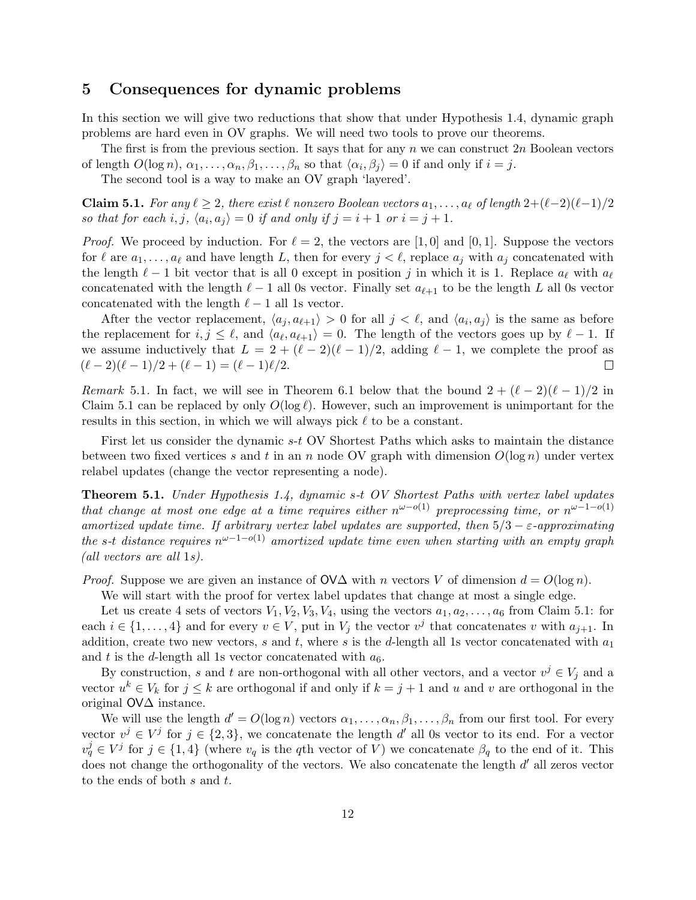## 5 Consequences for dynamic problems

In this section we will give two reductions that show that under Hypothesis 1.4, dynamic graph problems are hard even in OV graphs. We will need two tools to prove our theorems.

The first is from the previous section. It says that for any $n$ we can construct $2n$ Boolean vectors of length $O(\log n)$, $\alpha_1, \ldots, \alpha_n, \beta_1, \ldots, \beta_n$ so that $\langle \alpha_i, \beta_j \rangle = 0$ if and only if $i = j$.

The second tool is a way to make an OV graph 'layered'.

**Claim 5.1.** *For any $\ell \geq 2$, there exist $\ell$ nonzero Boolean vectors $a_1, \ldots, a_\ell$ of length $2+(\ell-2)(\ell-1)/2$ so that for each $i, j$, $\langle a_i, a_j \rangle = 0$ if and only if $j = i+1$ or $i = j+1$.*

*Proof.* We proceed by induction. For $\ell = 2$, the vectors are $[1, 0]$ and $[0, 1]$. Suppose the vectors for $\ell$ are $a_1, \ldots, a_\ell$ and have length $L$, then for every $j < \ell$, replace $a_j$ with $a_j$ concatenated with the length $\ell - 1$ bit vector that is all 0 except in position $j$ in which it is 1. Replace $a_\ell$ with $a_\ell$ concatenated with the length $\ell - 1$ all 0s vector. Finally set $a_{\ell+1}$ to be the length $L$ all 0s vector concatenated with the length $\ell - 1$ all 1s vector.

After the vector replacement, $\langle a_j, a_{\ell+1} \rangle > 0$ for all $j < \ell$, and $\langle a_i, a_j \rangle$ is the same as before the replacement for $i, j \leq \ell$, and $\langle a_\ell, a_{\ell+1} \rangle = 0$. The length of the vectors goes up by $\ell - 1$. If we assume inductively that $L = 2 + (\ell-2)(\ell-1)/2$, adding $\ell - 1$, we complete the proof as $(\ell-2)(\ell-1)/2 + (\ell-1) = (\ell-1)\ell/2$. $\square$

*Remark* 5.1. In fact, we will see in Theorem 6.1 below that the bound $2 + (\ell-2)(\ell-1)/2$ in Claim 5.1 can be replaced by only $O(\log \ell)$. However, such an improvement is unimportant for the results in this section, in which we will always pick $\ell$ to be a constant.

First let us consider the dynamic *s-t* OV Shortest Paths which asks to maintain the distance between two fixed vertices $s$ and $t$ in an $n$ node OV graph with dimension $O(\log n)$ under vertex relabel updates (change the vector representing a node).

**Theorem 5.1.** *Under Hypothesis 1.4, dynamic s-t OV Shortest Paths with vertex label updates that change at most one edge at a time requires either $n^{\omega-o(1)}$ preprocessing time, or $n^{\omega-1-o(1)}$ amortized update time. If arbitrary vertex label updates are supported, then $5/3-\varepsilon$-approximating the s-t distance requires $n^{\omega-1-o(1)}$ amortized update time even when starting with an empty graph (all vectors are all 1s).*

*Proof.* Suppose we are given an instance of $\mathsf{OV}\Delta$ with $n$ vectors $V$ of dimension $d = O(\log n)$.

We will start with the proof for vertex label updates that change at most a single edge.

Let us create 4 sets of vectors $V_1, V_2, V_3, V_4$, using the vectors $a_1, a_2, \ldots, a_6$ from Claim 5.1: for each $i \in \{1, \ldots, 4\}$ and for every $v \in V$, put in $V_j$ the vector $v^j$ that concatenates $v$ with $a_{j+1}$. In addition, create two new vectors, $s$ and $t$, where $s$ is the $d$-length all 1s vector concatenated with $a_1$ and $t$ is the $d$-length all 1s vector concatenated with $a_6$.

By construction, $s$ and $t$ are non-orthogonal with all other vectors, and a vector $v^j \in V_j$ and a vector $u^k \in V_k$ for $j \leq k$ are orthogonal if and only if $k = j+1$ and $u$ and $v$ are orthogonal in the original $\mathsf{OV}\Delta$ instance.

We will use the length $d' = O(\log n)$ vectors $\alpha_1, \ldots, \alpha_n, \beta_1, \ldots, \beta_n$ from our first tool. For every vector $v^j \in V^j$ for $j \in \{2, 3\}$, we concatenate the length $d'$ all 0s vector to its end. For a vector $v_q^j \in V^j$ for $j \in \{1, 4\}$ (where $v_q$ is the $q$th vector of $V$) we concatenate $\beta_q$ to the end of it. This does not change the orthogonality of the vectors. We also concatenate the length $d'$ all zeros vector to the ends of both $s$ and $t$.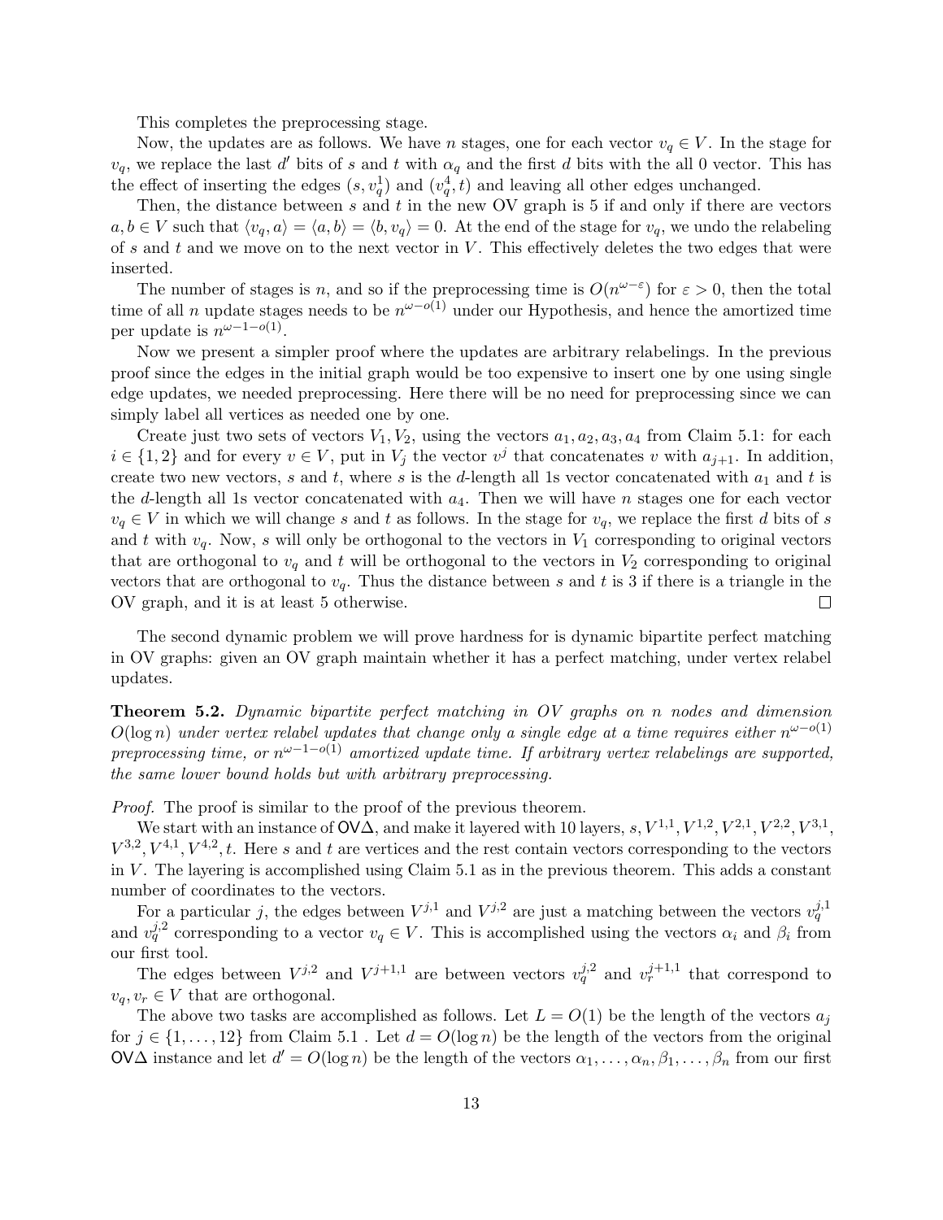This completes the preprocessing stage.

Now, the updates are as follows. We have $n$ stages, one for each vector $v_q \in V$. In the stage for $v_q$, we replace the last $d'$ bits of $s$ and $t$ with $\alpha_q$ and the first $d$ bits with the all 0 vector. This has the effect of inserting the edges $(s, v_q^1)$ and $(v_q^4, t)$ and leaving all other edges unchanged.

Then, the distance between $s$ and $t$ in the new OV graph is 5 if and only if there are vectors $a, b \in V$ such that $\langle v_q, a\rangle = \langle a, b\rangle = \langle b, v_q\rangle = 0$. At the end of the stage for $v_q$, we undo the relabeling of $s$ and $t$ and we move on to the next vector in $V$. This effectively deletes the two edges that were inserted.

The number of stages is $n$, and so if the preprocessing time is $O(n^{\omega-\varepsilon})$ for $\varepsilon > 0$, then the total time of all $n$ update stages needs to be $n^{\omega-o(1)}$ under our Hypothesis, and hence the amortized time per update is $n^{\omega-1-o(1)}$.

Now we present a simpler proof where the updates are arbitrary relabelings. In the previous proof since the edges in the initial graph would be too expensive to insert one by one using single edge updates, we needed preprocessing. Here there will be no need for preprocessing since we can simply label all vertices as needed one by one.

Create just two sets of vectors $V_1, V_2$, using the vectors $a_1, a_2, a_3, a_4$ from Claim 5.1: for each $i \in \{1, 2\}$ and for every $v \in V$, put in $V_j$ the vector $v^j$ that concatenates $v$ with $a_{j+1}$. In addition, create two new vectors, $s$ and $t$, where $s$ is the $d$-length all 1s vector concatenated with $a_1$ and $t$ is the $d$-length all 1s vector concatenated with $a_4$. Then we will have $n$ stages one for each vector $v_q \in V$ in which we will change $s$ and $t$ as follows. In the stage for $v_q$, we replace the first $d$ bits of $s$ and $t$ with $v_q$. Now, $s$ will only be orthogonal to the vectors in $V_1$ corresponding to original vectors that are orthogonal to $v_q$ and $t$ will be orthogonal to the vectors in $V_2$ corresponding to original vectors that are orthogonal to $v_q$. Thus the distance between $s$ and $t$ is 3 if there is a triangle in the OV graph, and it is at least 5 otherwise. $\square$

The second dynamic problem we will prove hardness for is dynamic bipartite perfect matching in OV graphs: given an OV graph maintain whether it has a perfect matching, under vertex relabel updates.

**Theorem 5.2.** *Dynamic bipartite perfect matching in OV graphs on $n$ nodes and dimension $O(\log n)$ under vertex relabel updates that change only a single edge at a time requires either $n^{\omega-o(1)}$ preprocessing time, or $n^{\omega-1-o(1)}$ amortized update time. If arbitrary vertex relabelings are supported, the same lower bound holds but with arbitrary preprocessing.*

*Proof.* The proof is similar to the proof of the previous theorem.

We start with an instance of OV$\Delta$, and make it layered with 10 layers, $s, V^{1,1}, V^{1,2}, V^{2,1}, V^{2,2}, V^{3,1}, V^{3,2}, V^{4,1}, V^{4,2}, t$. Here $s$ and $t$ are vertices and the rest contain vectors corresponding to the vectors in $V$. The layering is accomplished using Claim 5.1 as in the previous theorem. This adds a constant number of coordinates to the vectors.

For a particular $j$, the edges between $V^{j,1}$ and $V^{j,2}$ are just a matching between the vectors $v_q^{j,1}$ and $v_q^{j,2}$ corresponding to a vector $v_q \in V$. This is accomplished using the vectors $\alpha_i$ and $\beta_i$ from our first tool.

The edges between $V^{j,2}$ and $V^{j+1,1}$ are between vectors $v_q^{j,2}$ and $v_r^{j+1,1}$ that correspond to $v_q, v_r \in V$ that are orthogonal.

The above two tasks are accomplished as follows. Let $L = O(1)$ be the length of the vectors $a_j$ for $j \in \{1, \ldots, 12\}$ from Claim 5.1 . Let $d = O(\log n)$ be the length of the vectors from the original OV$\Delta$ instance and let $d' = O(\log n)$ be the length of the vectors $\alpha_1, \ldots, \alpha_n, \beta_1, \ldots, \beta_n$ from our first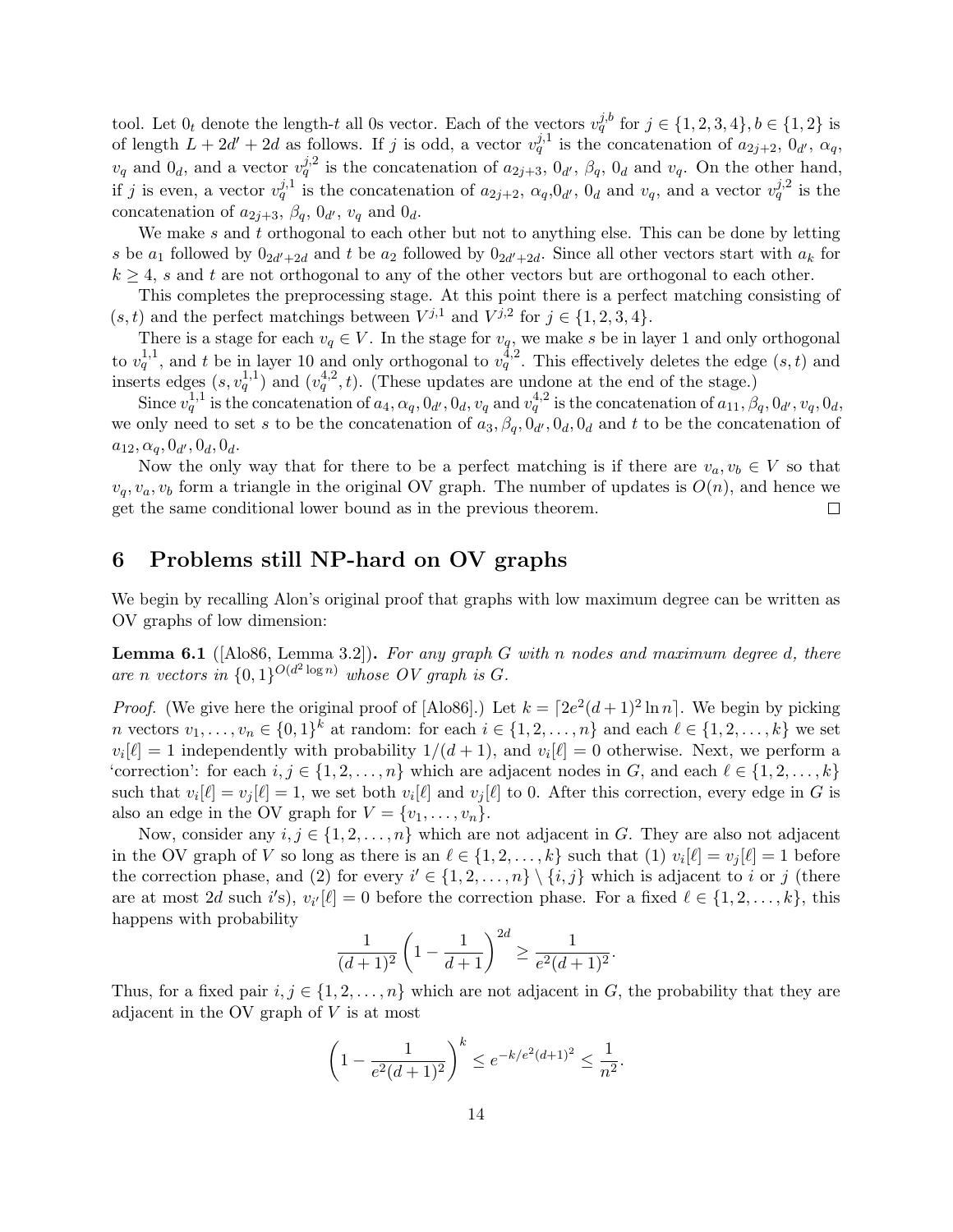tool. Let $0_t$ denote the length-$t$ all 0s vector. Each of the vectors $v_q^{j,b}$ for $j \in \{1, 2, 3, 4\}, b \in \{1, 2\}$ is of length $L + 2d' + 2d$ as follows. If $j$ is odd, a vector $v_q^{j,1}$ is the concatenation of $a_{2j+2}$, $0_{d'}$, $\alpha_q$, $v_q$ and $0_d$, and a vector $v_q^{j,2}$ is the concatenation of $a_{2j+3}$, $0_{d'}$, $\beta_q$, $0_d$ and $v_q$. On the other hand, if $j$ is even, a vector $v_q^{j,1}$ is the concatenation of $a_{2j+2}$, $\alpha_q$,$0_{d'}$, $0_d$ and $v_q$, and a vector $v_q^{j,2}$ is the concatenation of $a_{2j+3}$, $\beta_q$, $0_{d'}$, $v_q$ and $0_d$.

We make $s$ and $t$ orthogonal to each other but not to anything else. This can be done by letting $s$ be $a_1$ followed by $0_{2d'+2d}$ and $t$ be $a_2$ followed by $0_{2d'+2d}$. Since all other vectors start with $a_k$ for $k \geq 4$, $s$ and $t$ are not orthogonal to any of the other vectors but are orthogonal to each other.

This completes the preprocessing stage. At this point there is a perfect matching consisting of $(s, t)$ and the perfect matchings between $V^{j,1}$ and $V^{j,2}$ for $j \in \{1, 2, 3, 4\}$.

There is a stage for each $v_q \in V$. In the stage for $v_q$, we make $s$ be in layer 1 and only orthogonal to $v_q^{1,1}$, and $t$ be in layer 10 and only orthogonal to $v_q^{4,2}$. This effectively deletes the edge $(s, t)$ and inserts edges $(s, v_q^{1,1})$ and $(v_q^{4,2}, t)$. (These updates are undone at the end of the stage.)

Since $v_q^{1,1}$ is the concatenation of $a_4, \alpha_q, 0_{d'}, 0_d, v_q$ and $v_q^{4,2}$ is the concatenation of $a_{11}, \beta_q, 0_{d'}, v_q, 0_d$, we only need to set $s$ to be the concatenation of $a_3, \beta_q, 0_{d'}, 0_d, 0_d$ and $t$ to be the concatenation of $a_{12}, \alpha_q, 0_{d'}, 0_d, 0_d$.

Now the only way that for there to be a perfect matching is if there are $v_a, v_b \in V$ so that $v_q, v_a, v_b$ form a triangle in the original OV graph. The number of updates is $O(n)$, and hence we get the same conditional lower bound as in the previous theorem. $\square$

## 6 Problems still NP-hard on OV graphs

We begin by recalling Alon's original proof that graphs with low maximum degree can be written as OV graphs of low dimension:

**Lemma 6.1** ([Alo86, Lemma 3.2]). *For any graph $G$ with $n$ nodes and maximum degree $d$, there are $n$ vectors in $\{0, 1\}^{O(d^2 \log n)}$ whose OV graph is $G$.*

*Proof.* (We give here the original proof of [Alo86].) Let $k = \lceil 2e^2(d + 1)^2 \ln n \rceil$. We begin by picking $n$ vectors $v_1, \ldots, v_n \in \{0, 1\}^k$ at random: for each $i \in \{1, 2, \ldots, n\}$ and each $\ell \in \{1, 2, \ldots, k\}$ we set $v_i[\ell] = 1$ independently with probability $1/(d + 1)$, and $v_i[\ell] = 0$ otherwise. Next, we perform a 'correction': for each $i, j \in \{1, 2, \ldots, n\}$ which are adjacent nodes in $G$, and each $\ell \in \{1, 2, \ldots, k\}$ such that $v_i[\ell] = v_j[\ell] = 1$, we set both $v_i[\ell]$ and $v_j[\ell]$ to 0. After this correction, every edge in $G$ is also an edge in the OV graph for $V = \{v_1, \ldots, v_n\}$.

Now, consider any $i, j \in \{1, 2, \ldots, n\}$ which are not adjacent in $G$. They are also not adjacent in the OV graph of $V$ so long as there is an $\ell \in \{1, 2, \ldots, k\}$ such that (1) $v_i[\ell] = v_j[\ell] = 1$ before the correction phase, and (2) for every $i' \in \{1, 2, \ldots, n\} \setminus \{i, j\}$ which is adjacent to $i$ or $j$ (there are at most $2d$ such $i'$s), $v_{i'}[\ell] = 0$ before the correction phase. For a fixed $\ell \in \{1, 2, \ldots, k\}$, this happens with probability

$$\frac{1}{(d + 1)^2} \left(1 - \frac{1}{d + 1}\right)^{2d} \geq \frac{1}{e^2(d + 1)^2}.$$

Thus, for a fixed pair $i, j \in \{1, 2, \ldots, n\}$ which are not adjacent in $G$, the probability that they are adjacent in the OV graph of $V$ is at most

$$\left(1 - \frac{1}{e^2(d + 1)^2}\right)^k \leq e^{-k/e^2(d+1)^2} \leq \frac{1}{n^2}.$$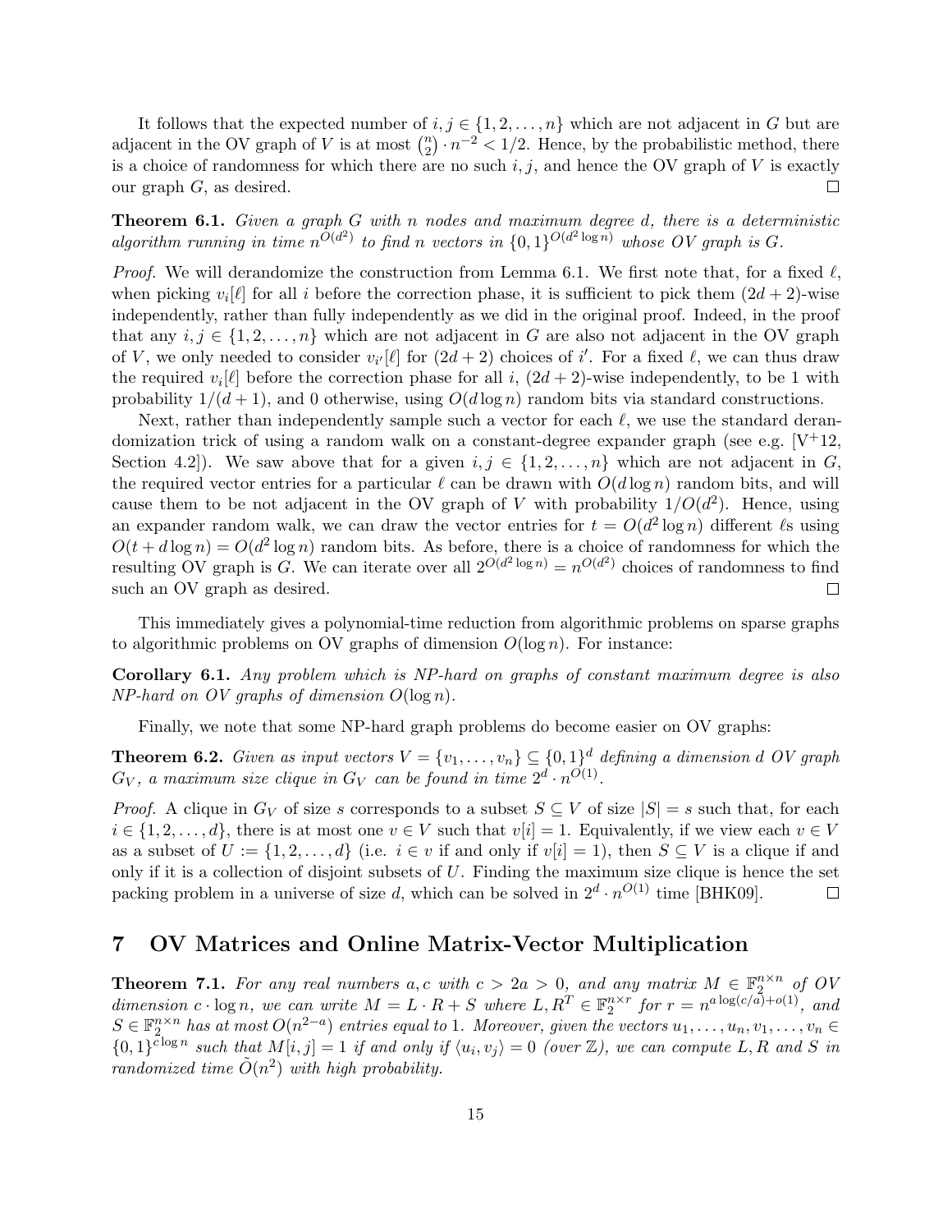It follows that the expected number of $i, j \in \{1, 2, \ldots, n\}$ which are not adjacent in $G$ but are adjacent in the OV graph of $V$ is at most $\binom{n}{2} \cdot n^{-2} < 1/2$. Hence, by the probabilistic method, there is a choice of randomness for which there are no such $i, j$, and hence the OV graph of $V$ is exactly our graph $G$, as desired. ☐

**Theorem 6.1.** *Given a graph $G$ with $n$ nodes and maximum degree $d$, there is a deterministic algorithm running in time $n^{O(d^2)}$ to find $n$ vectors in $\{0,1\}^{O(d^2 \log n)}$ whose OV graph is $G$.*

*Proof.* We will derandomize the construction from Lemma 6.1. We first note that, for a fixed $\ell$, when picking $v_i[\ell]$ for all $i$ before the correction phase, it is sufficient to pick them $(2d+2)$-wise independently, rather than fully independently as we did in the original proof. Indeed, in the proof that any $i, j \in \{1, 2, \ldots, n\}$ which are not adjacent in $G$ are also not adjacent in the OV graph of $V$, we only needed to consider $v_{i'}[\ell]$ for $(2d+2)$ choices of $i'$. For a fixed $\ell$, we can thus draw the required $v_i[\ell]$ before the correction phase for all $i$, $(2d+2)$-wise independently, to be 1 with probability $1/(d+1)$, and 0 otherwise, using $O(d \log n)$ random bits via standard constructions.

Next, rather than independently sample such a vector for each $\ell$, we use the standard derandomization trick of using a random walk on a constant-degree expander graph (see e.g. [V+12, Section 4.2]). We saw above that for a given $i, j \in \{1, 2, \ldots, n\}$ which are not adjacent in $G$, the required vector entries for a particular $\ell$ can be drawn with $O(d \log n)$ random bits, and will cause them to be not adjacent in the OV graph of $V$ with probability $1/O(d^2)$. Hence, using an expander random walk, we can draw the vector entries for $t = O(d^2 \log n)$ different $\ell$s using $O(t + d \log n) = O(d^2 \log n)$ random bits. As before, there is a choice of randomness for which the resulting OV graph is $G$. We can iterate over all $2^{O(d^2 \log n)} = n^{O(d^2)}$ choices of randomness to find such an OV graph as desired. ☐

This immediately gives a polynomial-time reduction from algorithmic problems on sparse graphs to algorithmic problems on OV graphs of dimension $O(\log n)$. For instance:

**Corollary 6.1.** *Any problem which is NP-hard on graphs of constant maximum degree is also NP-hard on OV graphs of dimension $O(\log n)$.*

Finally, we note that some NP-hard graph problems do become easier on OV graphs:

**Theorem 6.2.** *Given as input vectors $V = \{v_1, \ldots, v_n\} \subseteq \{0,1\}^d$ defining a dimension $d$ OV graph $G_V$, a maximum size clique in $G_V$ can be found in time $2^d \cdot n^{O(1)}$.*

*Proof.* A clique in $G_V$ of size $s$ corresponds to a subset $S \subseteq V$ of size $|S| = s$ such that, for each $i \in \{1, 2, \ldots, d\}$, there is at most one $v \in V$ such that $v[i] = 1$. Equivalently, if we view each $v \in V$ as a subset of $U := \{1, 2, \ldots, d\}$ (i.e. $i \in v$ if and only if $v[i] = 1$), then $S \subseteq V$ is a clique if and only if it is a collection of disjoint subsets of $U$. Finding the maximum size clique is hence the set packing problem in a universe of size $d$, which can be solved in $2^d \cdot n^{O(1)}$ time [BHK09]. ☐

# 7 OV Matrices and Online Matrix-Vector Multiplication

**Theorem 7.1.** *For any real numbers $a, c$ with $c > 2a > 0$, and any matrix $M \in \mathbb{F}_2^{n \times n}$ of OV dimension $c \cdot \log n$, we can write $M = L \cdot R + S$ where $L, R^T \in \mathbb{F}_2^{n \times r}$ for $r = n^{a \log(c/a) + o(1)}$, and $S \in \mathbb{F}_2^{n \times n}$ has at most $O(n^{2-a})$ entries equal to 1. Moreover, given the vectors $u_1, \ldots, u_n, v_1, \ldots, v_n \in \{0,1\}^{c \log n}$ such that $M[i,j] = 1$ if and only if $\langle u_i, v_j \rangle = 0$ (over $\mathbb{Z}$), we can compute $L, R$ and $S$ in randomized time $\tilde{O}(n^2)$ with high probability.*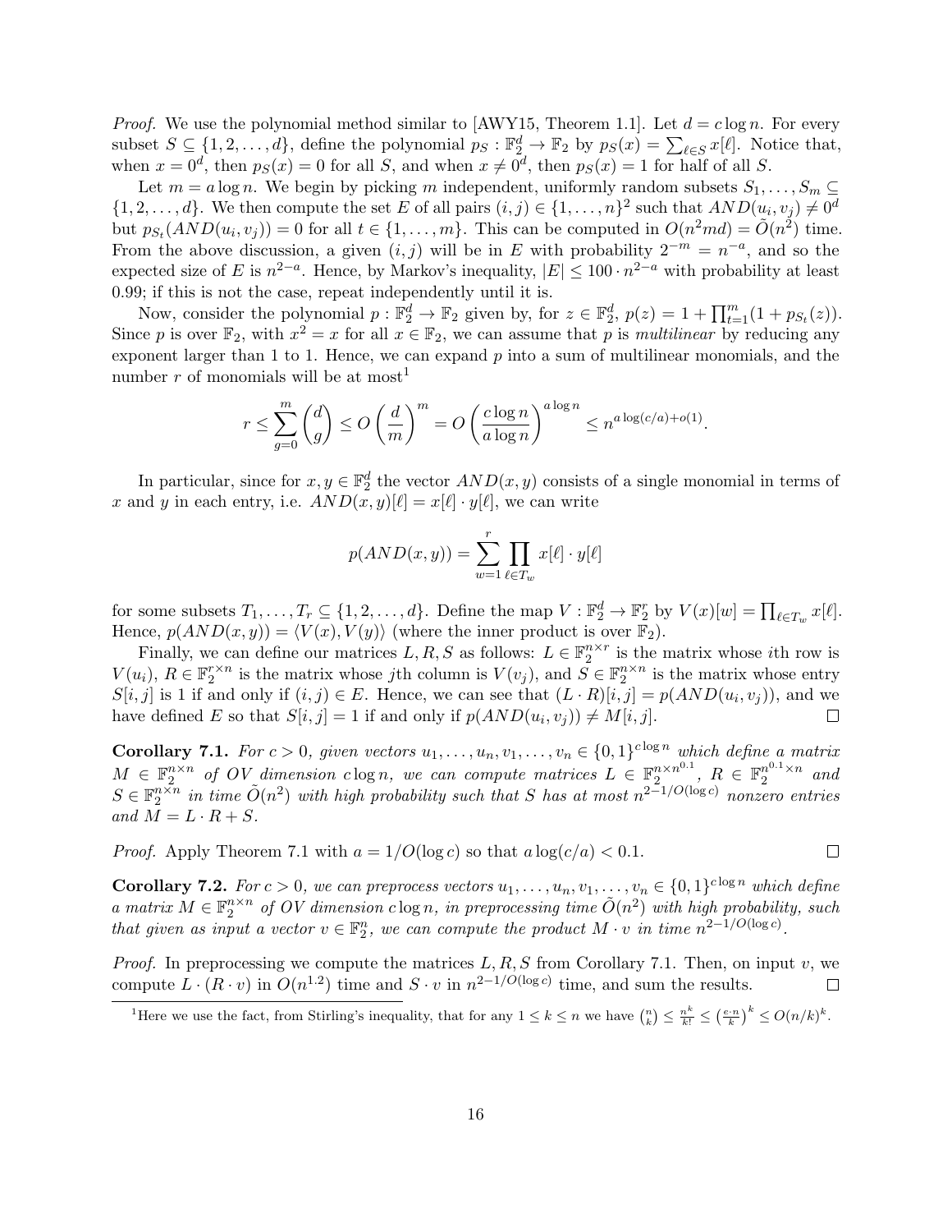*Proof.* We use the polynomial method similar to [AWY15, Theorem 1.1]. Let $d = c \log n$. For every subset $S \subseteq \{1, 2, \ldots, d\}$, define the polynomial $p_S : \mathbb{F}_2^d \to \mathbb{F}_2$ by $p_S(x) = \sum_{\ell \in S} x[\ell]$. Notice that, when $x = 0^d$, then $p_S(x) = 0$ for all $S$, and when $x \neq 0^d$, then $p_S(x) = 1$ for half of all $S$.

Let $m = a \log n$. We begin by picking $m$ independent, uniformly random subsets $S_1, \ldots, S_m \subseteq \{1, 2, \ldots, d\}$. We then compute the set $E$ of all pairs $(i, j) \in \{1, \ldots, n\}^2$ such that $AND(u_i, v_j) \neq 0^d$ but $p_{S_t}(AND(u_i, v_j)) = 0$ for all $t \in \{1, \ldots, m\}$. This can be computed in $O(n^2 md) = \tilde{O}(n^2)$ time. From the above discussion, a given $(i, j)$ will be in $E$ with probability $2^{-m} = n^{-a}$, and so the expected size of $E$ is $n^{2-a}$. Hence, by Markov's inequality, $|E| \leq 100 \cdot n^{2-a}$ with probability at least 0.99; if this is not the case, repeat independently until it is.

Now, consider the polynomial $p : \mathbb{F}_2^d \to \mathbb{F}_2$ given by, for $z \in \mathbb{F}_2^d$, $p(z) = 1 + \prod_{t=1}^m (1 + p_{S_t}(z))$. Since $p$ is over $\mathbb{F}_2$, with $x^2 = x$ for all $x \in \mathbb{F}_2$, we can assume that $p$ is *multilinear* by reducing any exponent larger than 1 to 1. Hence, we can expand $p$ into a sum of multilinear monomials, and the number $r$ of monomials will be at most[1]

$$r \leq \sum_{g=0}^{m} \binom{d}{g} \leq O\left(\frac{d}{m}\right)^m = O\left(\frac{c \log n}{a \log n}\right)^{a \log n} \leq n^{a \log(c/a) + o(1)}.$$

In particular, since for $x, y \in \mathbb{F}_2^d$ the vector $AND(x, y)$ consists of a single monomial in terms of $x$ and $y$ in each entry, i.e. $AND(x, y)[\ell] = x[\ell] \cdot y[\ell]$, we can write

$$p(AND(x, y)) = \sum_{w=1}^{r} \prod_{\ell \in T_w} x[\ell] \cdot y[\ell]$$

for some subsets $T_1, \ldots, T_r \subseteq \{1, 2, \ldots, d\}$. Define the map $V : \mathbb{F}_2^d \to \mathbb{F}_2^r$ by $V(x)[w] = \prod_{\ell \in T_w} x[\ell]$. Hence, $p(AND(x, y)) = \langle V(x), V(y) \rangle$ (where the inner product is over $\mathbb{F}_2$).

Finally, we can define our matrices $L, R, S$ as follows: $L \in \mathbb{F}_2^{n \times r}$ is the matrix whose $i$th row is $V(u_i)$, $R \in \mathbb{F}_2^{r \times n}$ is the matrix whose $j$th column is $V(v_j)$, and $S \in \mathbb{F}_2^{n \times n}$ is the matrix whose entry $S[i, j]$ is 1 if and only if $(i, j) \in E$. Hence, we can see that $(L \cdot R)[i, j] = p(AND(u_i, v_j))$, and we have defined $E$ so that $S[i, j] = 1$ if and only if $p(AND(u_i, v_j)) \neq M[i, j]$. □

**Corollary 7.1.** *For $c > 0$, given vectors $u_1, \ldots, u_n, v_1, \ldots, v_n \in \{0, 1\}^{c \log n}$ which define a matrix $M \in \mathbb{F}_2^{n \times n}$ of OV dimension $c \log n$, we can compute matrices $L \in \mathbb{F}_2^{n \times n^{0.1}}$, $R \in \mathbb{F}_2^{n^{0.1} \times n}$ and $S \in \mathbb{F}_2^{n \times n}$ in time $\tilde{O}(n^2)$ with high probability such that $S$ has at most $n^{2 - 1/O(\log c)}$ nonzero entries and $M = L \cdot R + S$.*

*Proof.* Apply Theorem 7.1 with $a = 1/O(\log c)$ so that $a \log(c/a) < 0.1$. □

**Corollary 7.2.** *For $c > 0$, we can preprocess vectors $u_1, \ldots, u_n, v_1, \ldots, v_n \in \{0, 1\}^{c \log n}$ which define a matrix $M \in \mathbb{F}_2^{n \times n}$ of OV dimension $c \log n$, in preprocessing time $\tilde{O}(n^2)$ with high probability, such that given as input a vector $v \in \mathbb{F}_2^n$, we can compute the product $M \cdot v$ in time $n^{2 - 1/O(\log c)}$.*

*Proof.* In preprocessing we compute the matrices $L, R, S$ from Corollary 7.1. Then, on input $v$, we compute $L \cdot (R \cdot v)$ in $O(n^{1.2})$ time and $S \cdot v$ in $n^{2 - 1/O(\log c)}$ time, and sum the results. □

[1] Here we use the fact, from Stirling's inequality, that for any $1 \leq k \leq n$ we have $\binom{n}{k} \leq \frac{n^k}{k!} \leq \left(\frac{e \cdot n}{k}\right)^k \leq O(n/k)^k$.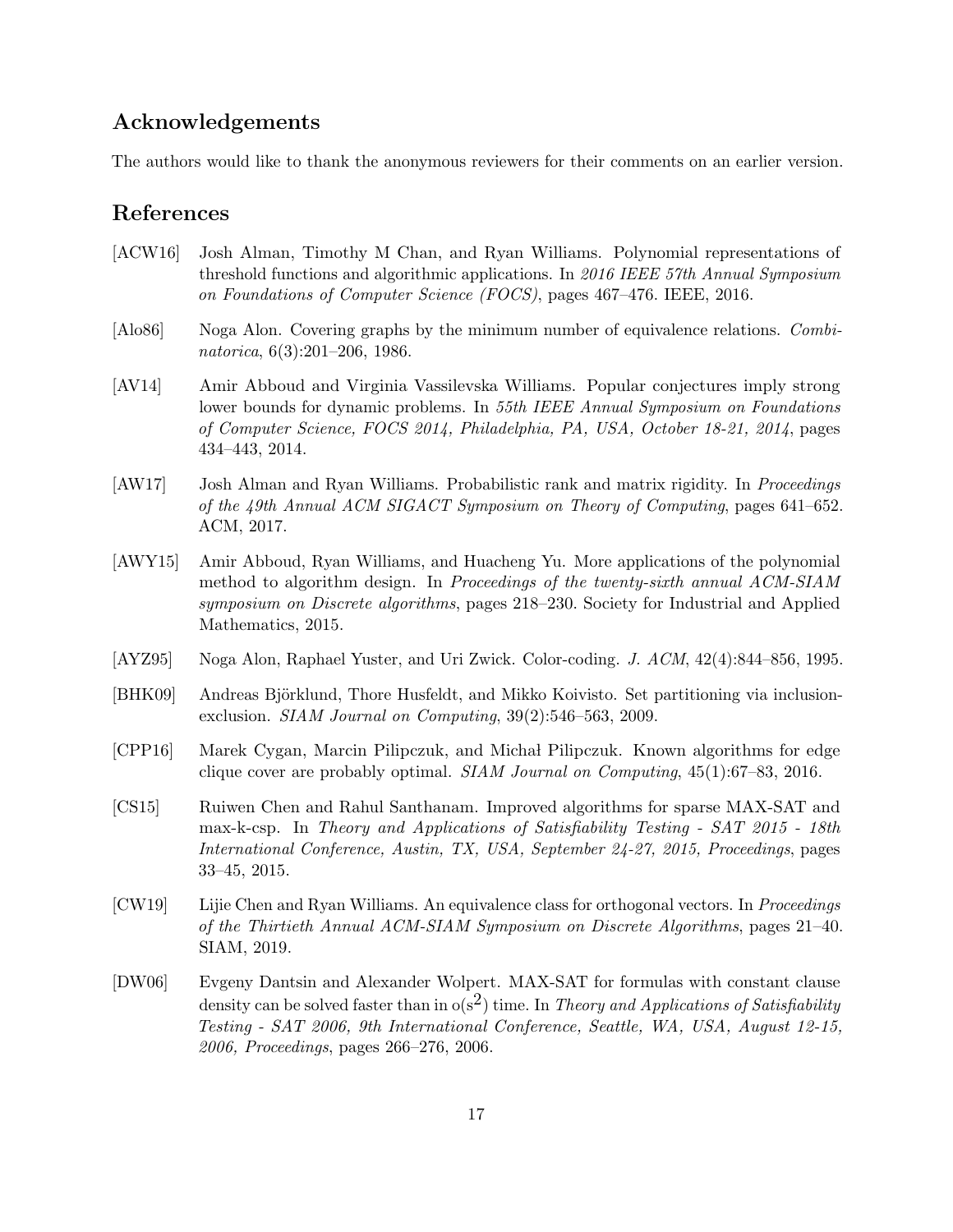## Acknowledgements

The authors would like to thank the anonymous reviewers for their comments on an earlier version.

## References

[ACW16] Josh Alman, Timothy M Chan, and Ryan Williams. Polynomial representations of threshold functions and algorithmic applications. In *2016 IEEE 57th Annual Symposium on Foundations of Computer Science (FOCS)*, pages 467–476. IEEE, 2016.

[Alo86] Noga Alon. Covering graphs by the minimum number of equivalence relations. *Combinatorica*, 6(3):201–206, 1986.

[AV14] Amir Abboud and Virginia Vassilevska Williams. Popular conjectures imply strong lower bounds for dynamic problems. In *55th IEEE Annual Symposium on Foundations of Computer Science, FOCS 2014, Philadelphia, PA, USA, October 18-21, 2014*, pages 434–443, 2014.

[AW17] Josh Alman and Ryan Williams. Probabilistic rank and matrix rigidity. In *Proceedings of the 49th Annual ACM SIGACT Symposium on Theory of Computing*, pages 641–652. ACM, 2017.

[AWY15] Amir Abboud, Ryan Williams, and Huacheng Yu. More applications of the polynomial method to algorithm design. In *Proceedings of the twenty-sixth annual ACM-SIAM symposium on Discrete algorithms*, pages 218–230. Society for Industrial and Applied Mathematics, 2015.

[AYZ95] Noga Alon, Raphael Yuster, and Uri Zwick. Color-coding. *J. ACM*, 42(4):844–856, 1995.

[BHK09] Andreas Björklund, Thore Husfeldt, and Mikko Koivisto. Set partitioning via inclusion-exclusion. *SIAM Journal on Computing*, 39(2):546–563, 2009.

[CPP16] Marek Cygan, Marcin Pilipczuk, and Michał Pilipczuk. Known algorithms for edge clique cover are probably optimal. *SIAM Journal on Computing*, 45(1):67–83, 2016.

[CS15] Ruiwen Chen and Rahul Santhanam. Improved algorithms for sparse MAX-SAT and max-k-csp. In *Theory and Applications of Satisfiability Testing - SAT 2015 - 18th International Conference, Austin, TX, USA, September 24-27, 2015, Proceedings*, pages 33–45, 2015.

[CW19] Lijie Chen and Ryan Williams. An equivalence class for orthogonal vectors. In *Proceedings of the Thirtieth Annual ACM-SIAM Symposium on Discrete Algorithms*, pages 21–40. SIAM, 2019.

[DW06] Evgeny Dantsin and Alexander Wolpert. MAX-SAT for formulas with constant clause density can be solved faster than in $o(s^2)$ time. In *Theory and Applications of Satisfiability Testing - SAT 2006, 9th International Conference, Seattle, WA, USA, August 12-15, 2006, Proceedings*, pages 266–276, 2006.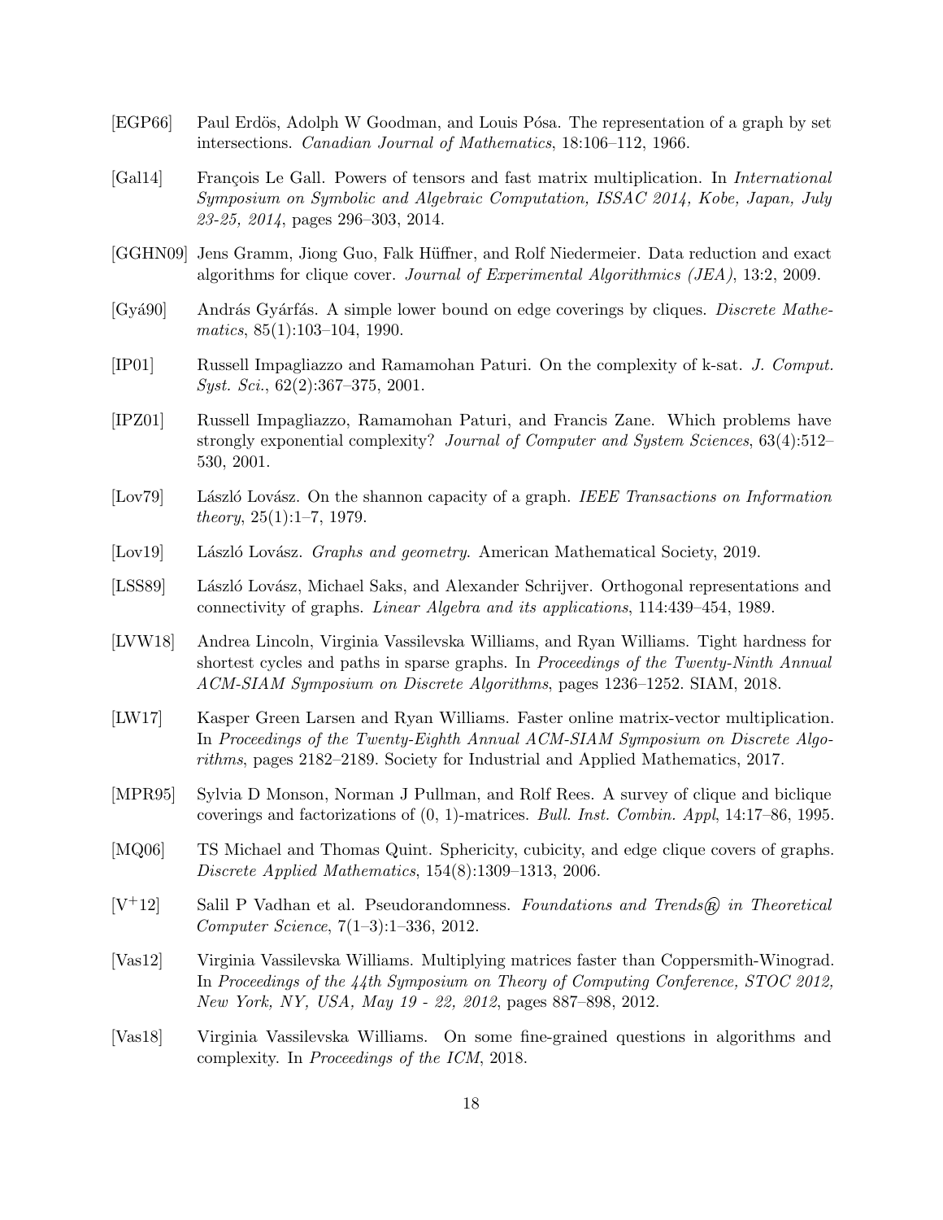[EGP66] Paul Erdös, Adolph W Goodman, and Louis Pósa. The representation of a graph by set intersections. *Canadian Journal of Mathematics*, 18:106–112, 1966.

[Gal14] François Le Gall. Powers of tensors and fast matrix multiplication. In *International Symposium on Symbolic and Algebraic Computation, ISSAC 2014, Kobe, Japan, July 23-25, 2014*, pages 296–303, 2014.

[GGHN09] Jens Gramm, Jiong Guo, Falk Hüffner, and Rolf Niedermeier. Data reduction and exact algorithms for clique cover. *Journal of Experimental Algorithmics (JEA)*, 13:2, 2009.

[Gyá90] András Gyárfás. A simple lower bound on edge coverings by cliques. *Discrete Mathematics*, 85(1):103–104, 1990.

[IP01] Russell Impagliazzo and Ramamohan Paturi. On the complexity of k-sat. *J. Comput. Syst. Sci.*, 62(2):367–375, 2001.

[IPZ01] Russell Impagliazzo, Ramamohan Paturi, and Francis Zane. Which problems have strongly exponential complexity? *Journal of Computer and System Sciences*, 63(4):512–530, 2001.

[Lov79] László Lovász. On the shannon capacity of a graph. *IEEE Transactions on Information theory*, 25(1):1–7, 1979.

[Lov19] László Lovász. *Graphs and geometry*. American Mathematical Society, 2019.

[LSS89] László Lovász, Michael Saks, and Alexander Schrijver. Orthogonal representations and connectivity of graphs. *Linear Algebra and its applications*, 114:439–454, 1989.

[LVW18] Andrea Lincoln, Virginia Vassilevska Williams, and Ryan Williams. Tight hardness for shortest cycles and paths in sparse graphs. In *Proceedings of the Twenty-Ninth Annual ACM-SIAM Symposium on Discrete Algorithms*, pages 1236–1252. SIAM, 2018.

[LW17] Kasper Green Larsen and Ryan Williams. Faster online matrix-vector multiplication. In *Proceedings of the Twenty-Eighth Annual ACM-SIAM Symposium on Discrete Algorithms*, pages 2182–2189. Society for Industrial and Applied Mathematics, 2017.

[MPR95] Sylvia D Monson, Norman J Pullman, and Rolf Rees. A survey of clique and biclique coverings and factorizations of (0, 1)-matrices. *Bull. Inst. Combin. Appl*, 14:17–86, 1995.

[MQ06] TS Michael and Thomas Quint. Sphericity, cubicity, and edge clique covers of graphs. *Discrete Applied Mathematics*, 154(8):1309–1313, 2006.

[V$^+$12] Salil P Vadhan et al. Pseudorandomness. *Foundations and Trends® in Theoretical Computer Science*, 7(1–3):1–336, 2012.

[Vas12] Virginia Vassilevska Williams. Multiplying matrices faster than Coppersmith-Winograd. In *Proceedings of the 44th Symposium on Theory of Computing Conference, STOC 2012, New York, NY, USA, May 19 - 22, 2012*, pages 887–898, 2012.

[Vas18] Virginia Vassilevska Williams. On some fine-grained questions in algorithms and complexity. In *Proceedings of the ICM*, 2018.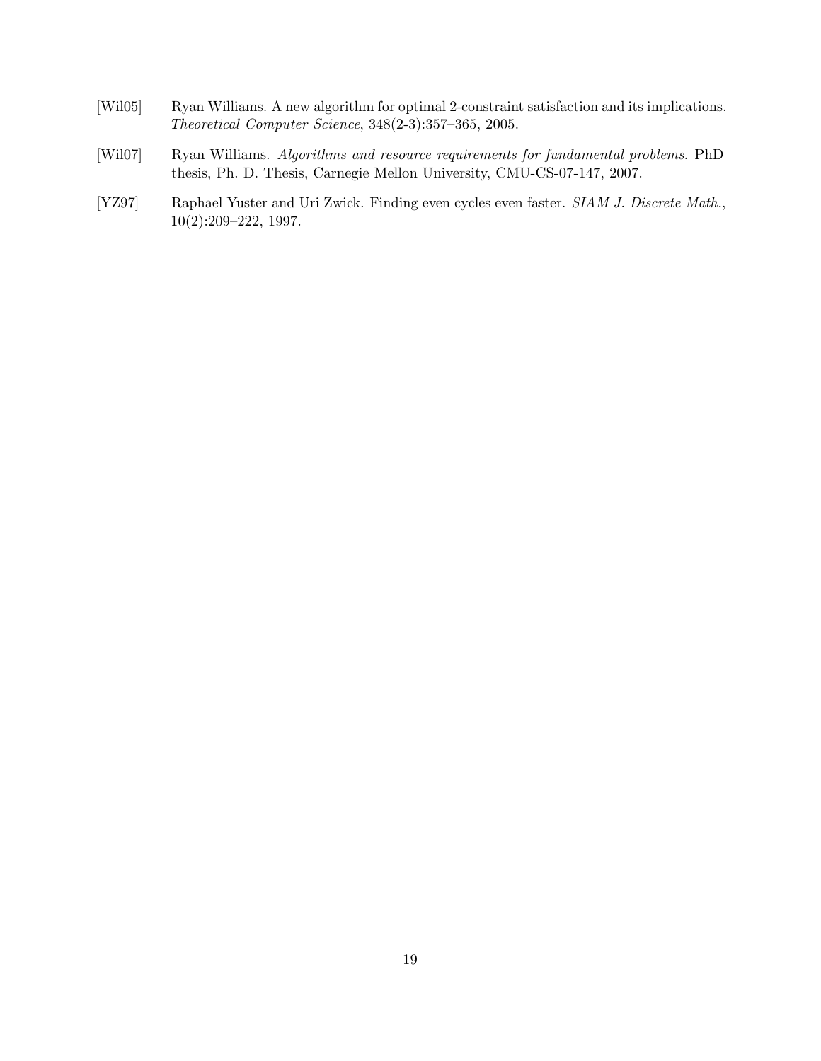[Wil05] Ryan Williams. A new algorithm for optimal 2-constraint satisfaction and its implications. *Theoretical Computer Science*, 348(2-3):357–365, 2005.

[Wil07] Ryan Williams. *Algorithms and resource requirements for fundamental problems*. PhD thesis, Ph. D. Thesis, Carnegie Mellon University, CMU-CS-07-147, 2007.

[YZ97] Raphael Yuster and Uri Zwick. Finding even cycles even faster. *SIAM J. Discrete Math.*, 10(2):209–222, 1997.